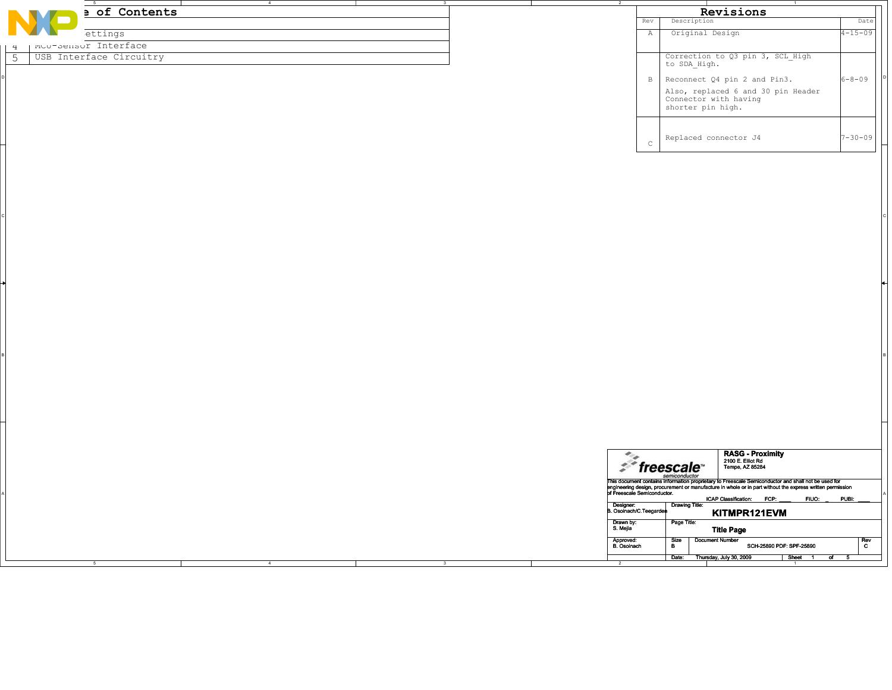## Table of Contents

| | |
|---|---|
| | |
| | ettings |
| 4 | MCU-Sensor Interface |
| 5 | USB Interface Circuitry |

## Revisions

| Rev | Description | Date |
|---|---|---|
| A | Original Design | 4-15-09 |
| B | Correction to Q3 pin 3, SCL_High to SDA_High.<br><br>Reconnect Q4 pin 2 and Pin3.<br><br>Also, replaced 6 and 30 pin Header Connector with having shorter pin high. | 6-8-09 |
| C | Replaced connector J4 | 7-30-09 |

freescale semiconductor

**RASG - Proximity**
2100 E. Elliot Rd
Tempe, AZ 85284

This document contains information proprietary to Freescale Semiconductor and shall not be used for engineering design, procurement or manufacture in whole or in part without the express written permission of Freescale Semiconductor.

ICAP Classification: FCP: ____ FIUO: _ PUBI: ____

| | | | |
|---|---|---|---|
| Designer: B. Osoinach/C.Teegarden | Drawing Title: **KITMPR121EVM** | | |
| Drawn by: S. Mejia | Page Title: **Title Page** | | |
| Approved: B. Osoinach | Size: B | Document Number: SCH-25890 PDF: SPF-25890 | Rev: C |
| | Date: Thursday, July 30, 2009 | Sheet 1 of 5 | |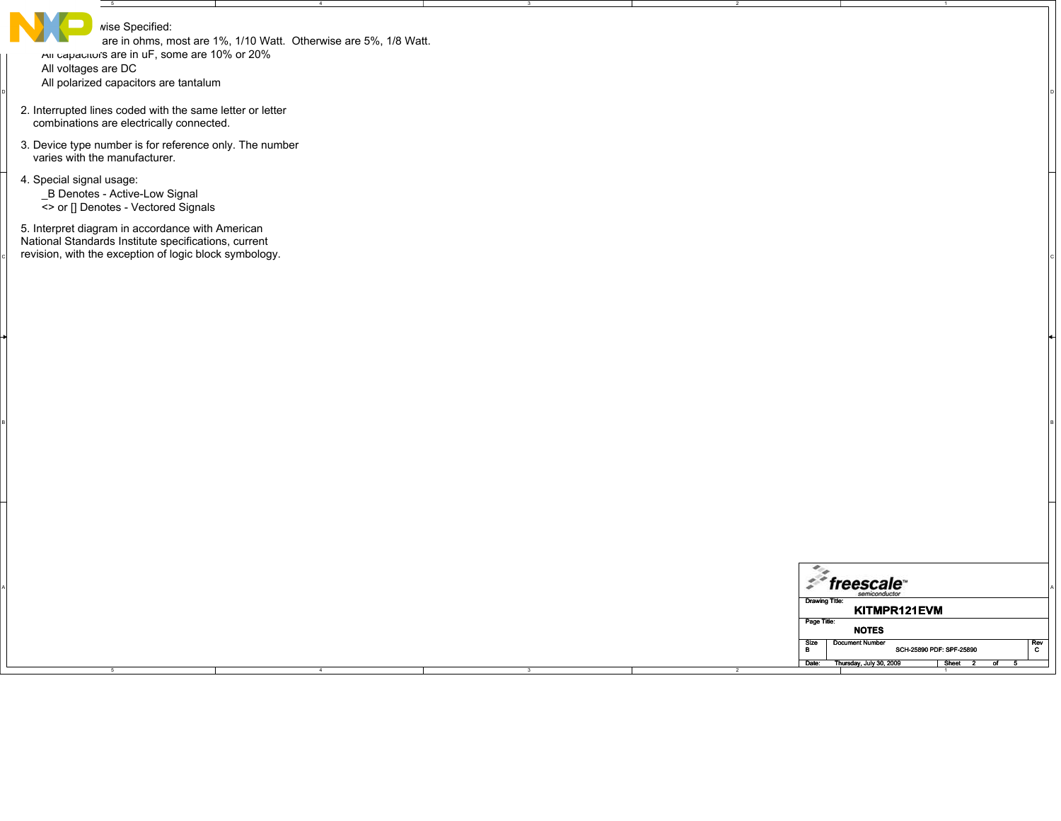wise Specified:
are in ohms, most are 1%, 1/10 Watt. Otherwise are 5%, 1/8 Watt.
All capacitors are in uF, some are 10% or 20%
All voltages are DC
All polarized capacitors are tantalum

2. Interrupted lines coded with the same letter or letter combinations are electrically connected.

3. Device type number is for reference only. The number varies with the manufacturer.

4. Special signal usage:
   _B Denotes - Active-Low Signal
   <> or [] Denotes - Vectored Signals

5. Interpret diagram in accordance with American National Standards Institute specifications, current revision, with the exception of logic block symbology.

freescale semiconductor

| | | |
|---|---|---|
| Drawing Title: | KITMPR121EVM | |
| Page Title: | NOTES | |
| Size: B | Document Number: SCH-25890 PDF: SPF-25890 | Rev: C |
| Date: Thursday, July 30, 2009 | Sheet 2 of 5 | |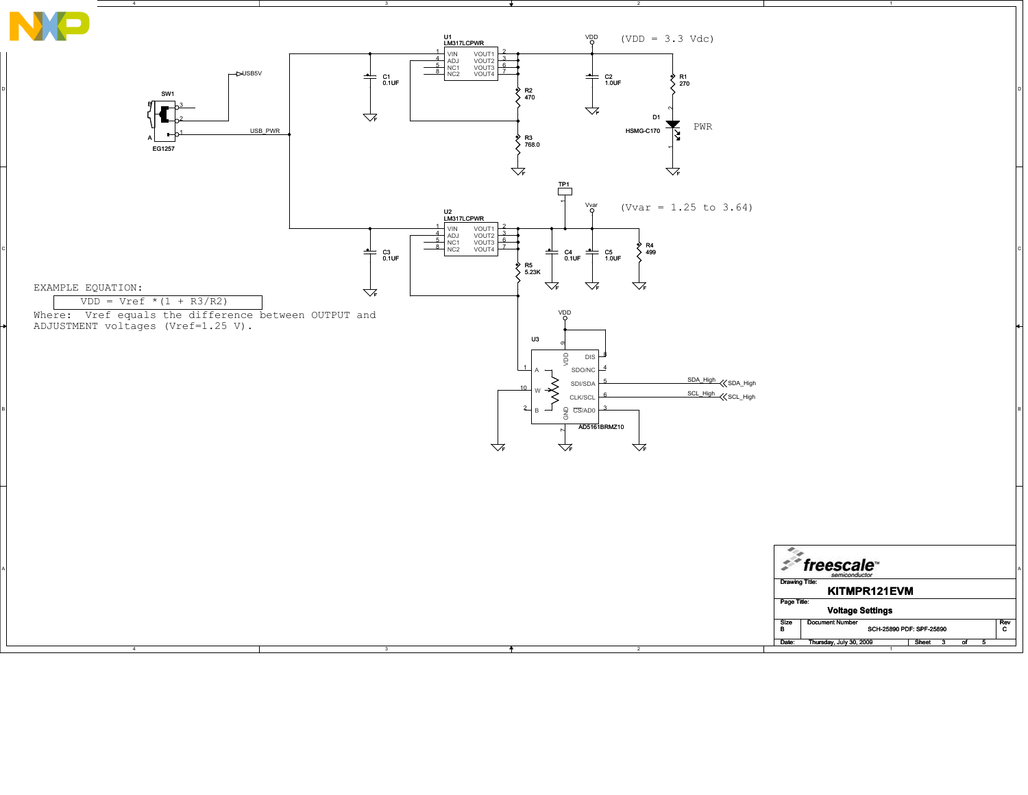(VDD = 3.3 Vdc)

(Vvar = 1.25 to 3.64)

U1 LM317LCPWR: VIN (1), ADJ (4), NC1 (5), NC2 (8), VOUT1 (2), VOUT2 (3), VOUT3 (6), VOUT4 (7)

U2 LM317LCPWR: VIN (1), ADJ (4), NC1 (5), NC2 (8), VOUT1 (2), VOUT2 (3), VOUT3 (6), VOUT4 (7)

U3 AD5161BRMZ10: VDD (9), DIS (8), A (1), SDO/NC (4), W (10), SDI/SDA (5), B (2), CLK/SCL (6), GND (7), CS/AD0 (3)

SW1 EG1257, USB5V, USB_PWR

C1 0.1UF, C2 1.0UF, C3 0.1UF, C4 0.1UF, C5 1.0UF

R1 270, R2 470, R3 768.0, R4 499, R5 5.23K

D1 HSMG-C170 PWR

TP1, VDD, Vvar, SDA_High, SCL_High

EXAMPLE EQUATION:

$$VDD = Vref * (1 + R3/R2)$$

Where: Vref equals the difference between OUTPUT and ADJUSTMENT voltages (Vref=1.25 V).

freescale semiconductor

Drawing Title: **KITMPR121EVM**

Page Title: **Voltage Settings**

| Size | Document Number | Rev |
|---|---|---|
| B | SCH-25890 PDF: SPF-25890 | C |

Date: Thursday, July 30, 2009 Sheet 3 of 5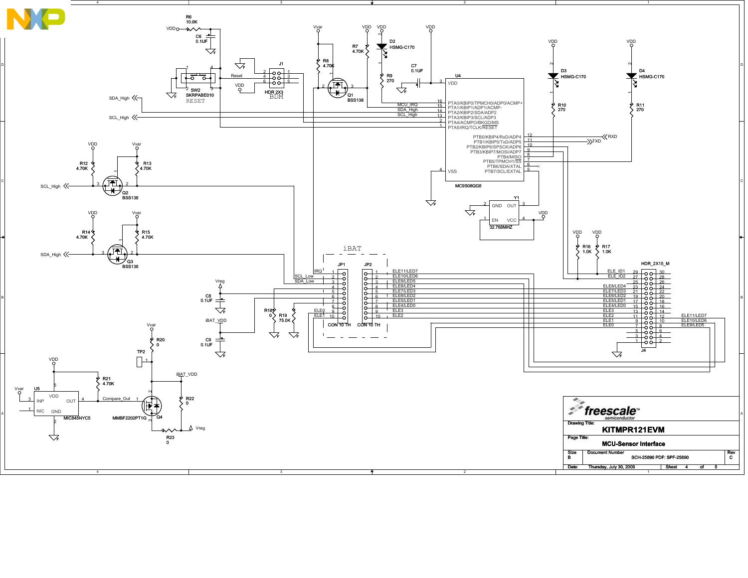| | |
|---|---|
| Drawing Title: | KITMPR121EVM |
| Page Title: | MCU-Sensor Interface |
| Size | B |
| Document Number | SCH-25890 PDF: SPF-25890 |
| Rev | C |
| Date: | Thursday, July 30, 2009 |
| Sheet | 4 of 5 |

R6 10.0K, C6 0.1UF, VDD

SW2 SKRPABE010 RESET

J1 HDR 2X3 BDM — Reset, VDD

SDA_High, SCL_High

R7 4.70K, R8 4.70K, Vvar, VDD

Q1 BSS138

D2 HSMG-C170, R9 270

C7 0.1UF

U4 MC9S08QG8

- VDD (3)
- PTA0/KBIP0/TPMCH0/ADP0/ACMP+ (16) — MCU_IRQ
- PTA1/KBIP1/ADP1/ACMP- (15) — SDA_High
- PTA2/KBIP2/SDA/ADP2 (14) — SCL_High
- PTA3/KBIP3/SCL/ADP3 (13)
- PTA4/ACMPO/BKGD/MS (2)
- PTA5/IRQ/TCLK/RESET (1)
- PTB0/KBIP4/RxD/ADP4 (12) — RXD
- PTB1/KBIP5/TxD/ADP5 (11) — TXD
- PTB2/KBIP6/SPSCK/ADP6 (10)
- PTB3/KBIP7/MOSI/ADP7 (9)
- PTB4/MISO (8)
- PTB5/TPMCH1/SS (7)
- PTB6/SDA/XTAL (6)
- PTB7/SCL/EXTAL (5)
- VSS (4)

D3 HSMG-C170, R10 270; D4 HSMG-C170, R11 270

Y1 32.768MHZ — GND, OUT, EN, VCC

R12 4.70K, R13 4.70K, Q2 BSS138 — SCL_High

R14 4.70K, R15 4.70K, Q3 BSS138 — SDA_High

R16 1.0K, R17 1.0K

iBAT

JP1 CON 10 TH — IRQ (1), SCL_Low (2), SDA_Low (3), ELE0 (9), ELE1 (10)

JP2 CON 10 TH — ELE11/LED7 (1), ELE10/LED6 (2), ELE9/LED5 (3), ELE8/LED4 (4), ELE7/LED3 (5), ELE6/LED2 (6), ELE5/LED1 (7), ELE4/LED0 (8), ELE3 (9), ELE2 (10)

Vreg, C8 0.1UF, iBAT_VDD, C9 0.1UF, R18 0, R19 75.0K

J4 HDR_2X15_M — ELE_ID1 (29), ELE_ID2 (27), ELE8/LED4 (23), ELE7/LED3 (21), ELE6/LED2 (19), ELE5/LED1 (17), ELE4/LED0 (15), ELE3 (13), ELE2 (11), ELE1 (9), ELE0 (7), ELE11/LED7 (12), ELE10/LED6 (10), ELE9/LED5 (8)

Vvar, R20 0, TP2

U5 MIC845NYC5 — VDD, INP, OUT, NIC, GND; R21 4.70K; Compare_Out

Q4 MMBF2202PT1G, R22 0, R23 0, iBAT_VDD, Vreg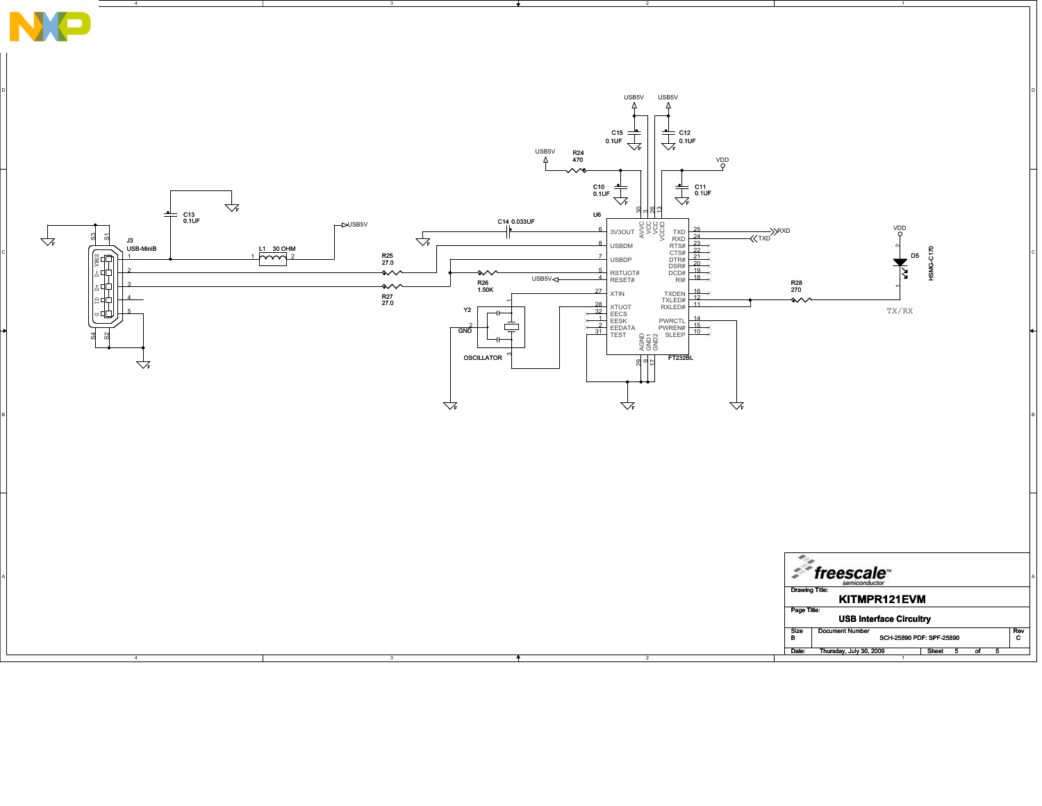USB5V USB5V

C15 0.1UF

C12 0.1UF

USB5V

R24 470

VDD

C10 0.1UF

C11 0.1UF

C13 0.1UF

U6

C14 0.033UF

USB5V

J3 USB-MiniB

L1 30 OHM

R25 27.0

R27 27.0

R26 1.50K

USB5V

Y2

GND

OSCILLATOR

| Pin | U6 (FT232BL) Left Side |
|---|---|
| 6 | 3V3OUT |
| 8 | USBDM |
| 7 | USBDP |
| 5 | RSTUOT# |
| 4 | RESET# |
| 27 | XTIN |
| 28 | XTUOT |
| 32 | EECS |
| 1 | EESK |
| 2 | EEDATA |
| 31 | TEST |

| Pin | U6 (FT232BL) Top/Bottom |
|---|---|
| 30 | AVVC |
| 3 | VCC |
| 26 | VCC |
| 13 | VCCIO |
| 29 | AGND |
| 9 | GND1 |
| 17 | GND2 |

| Pin | U6 (FT232BL) Right Side |
|---|---|
| 25 | TXD |
| 24 | RXD |
| 23 | RTS# |
| 22 | CTS# |
| 21 | DTR# |
| 20 | DSR# |
| 19 | DCD# |
| 18 | RI# |
| 16 | TXDEN |
| 12 | TXLED# |
| 11 | RXLED# |
| 14 | PWRCTL |
| 15 | PWREN# |
| 10 | SLEEP |

RXD

TXD

VDD

D5 HSMG-C170

R28 270

TX/RX

FT232BL

freescale semiconductor

Drawing Title: **KITMPR121EVM**

Page Title: **USB Interface Circuitry**

| Size | Document Number | Rev |
|---|---|---|
| B | SCH-25890 PDF: SPF-25890 | C |

Date: Thursday, July 30, 2009 Sheet 5 of 5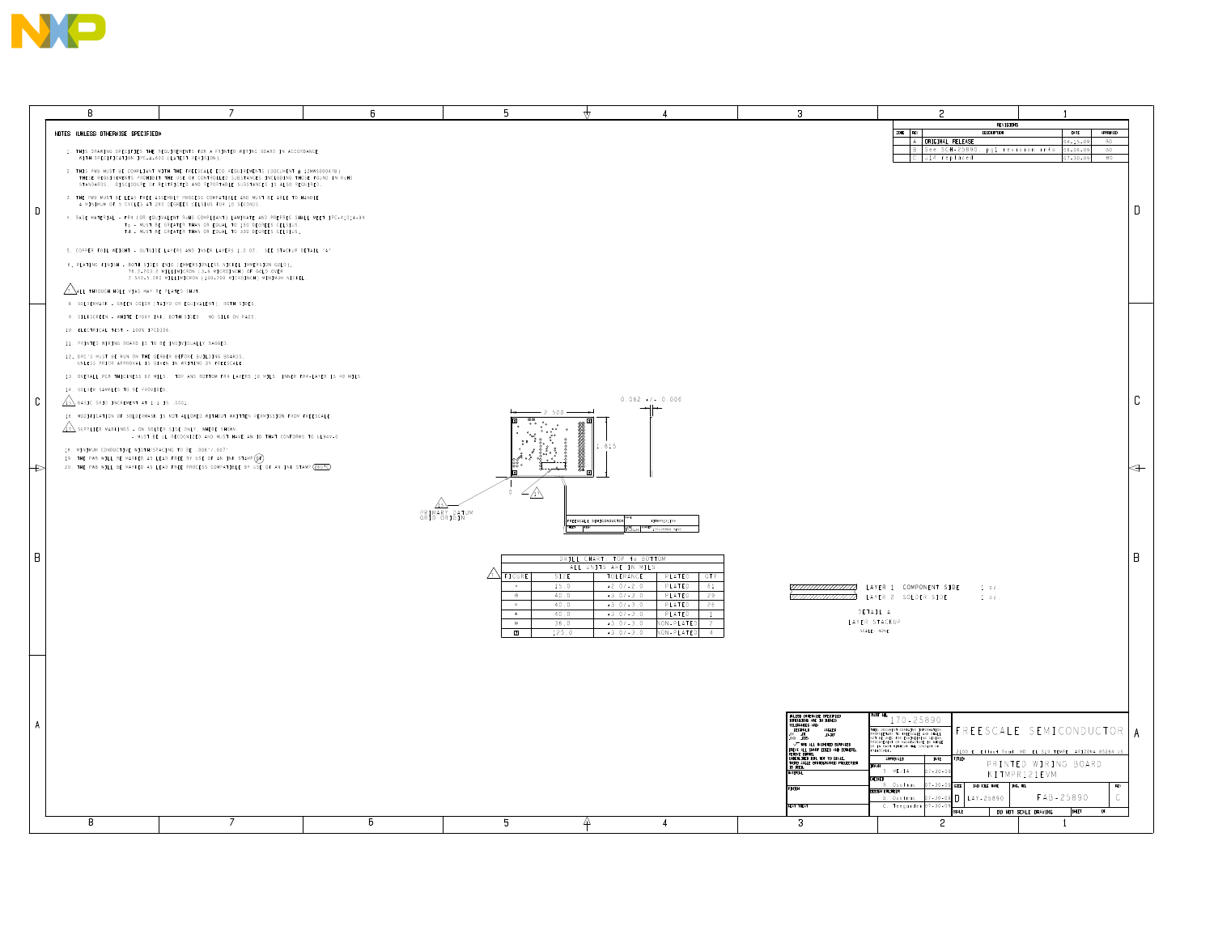NOTES (UNLESS OTHERWISE SPECIFIED)

1. THIS DRAWING SPECIFIES THE REQUIREMENTS FOR A PRINTED WIRING BOARD IN ACCORDANCE WITH SPECIFICATION IPC-6012 (LATEST REVISION)
2. THIS PWB MUST BE COMPLIANT WITH THE FREESCALE ECO REQUIREMENTS (DOCUMENT # 12MSS00047B). THESE REQUIREMENTS PROHIBIT THE USE OF CONTROLLED SUBSTANCES INCLUDING THOSE FOUND IN ROHS STANDARDS. DISCLOSURE OF RESTRICTED AND REPORTABLE SUBSTANCES IS ALSO REQUIRED.
3. THE PWB MUST BE LEAD FREE ASSEMBLY PROCESS COMPATIBLE AND MUST BE ABLE TO HANDLE A MINIMUM OF 5 CYCLES AT 260 DEGREES CELSIUS FOR 10 SECONDS.
4. BASE MATERIAL - FR4 (OR EQUIVALENT ROHS COMPLIANT) LAMINATE AND PREPREG SHALL MEET IPC-4101A-94
   Tg - MUST BE GREATER THAN OR EQUAL TO 150 DEGREES CELSIUS.
   Td - MUST BE GREATER THAN OR EQUAL TO 330 DEGREES CELSIUS.
5. COPPER FOIL WEIGHT - OUTSIDE LAYERS AND INNER LAYERS 1.0 OZ. SEE STACKUP DETAIL "A"
6. PLATING FINISH - BOTH SIDES ENIG (IMMERSION NICKEL IMMERSION GOLD),
   76.2-203.2 MILLIMICRON (3-8 MICROINCH) OF GOLD OVER
   2.540-5.080 MILLIMICRON (100-200 MICROINCH) MINIMUM NICKEL.
7. ALL THROUGH HOLE VIAS MAY BE PLATED SHUT.
8. SOLDERMASK - GREEN COLOR (TAIYO OR EQUIVALENT), BOTH SIDES.
9. SILKSCREEN - WHITE EPOXY INK, BOTH SIDES. NO SILK ON PADS.
10. ELECTRICAL TEST - 100% IPCD356.
11. PRINTED WIRING BOARD IS TO BE INDIVIDUALLY BAGGED.
12. DRC'S MUST BE RUN ON THE GERBER BEFORE BUILDING BOARDS, UNLESS PRIOR APPROVAL IS GIVEN IN WRITING BY FREESCALE.
13. OVERALL PCB THICKNESS 62 MILS. TOP AND BOTTOM FR4 LAYERS 10 MILS. INNER FR4-LAYER IS 40 MILS.
14. SOLDER SAMPLES TO BE PROVIDED.
15. BASIC GRID INCREMENT AT 1:1 IS .0001.
16. MODIFICATION OF SOLDERMASK IS NOT ALLOWED WITHOUT WRITTEN PERMISSION FROM FREESCALE.
17. SUPPLIER MARKINGS - ON SOLDER SIDE ONLY, WHERE SHOWN. - MUST BE UL RECOGNIZED AND MUST HAVE AN ID THAT CONFORMS TO UL94V-0
18. MINIMUM CONDUCTIVE WIDTH/SPACING TO BE .006"/.007"
19. THE PWB WILL BE MARKED AS LEAD FREE BY USE OF AN INK STAMP (LF)
20. THE PWB WILL BE MARKED AS LEAD FREE PROCESS COMPATIBLE BY USE OF AN INK STAMP (260°C)

## REVISIONS

| ZONE | REV | DESCRIPTION | DATE | APPROVED |
|---|---|---|---|---|
| | A | ORIGINAL RELEASE | 04-16-09 | BO |
| | B | See SCH-25890 pg1 revision info | 06-06-09 | BO |
| | C | J14 replaced | 07-30-09 | BO |

2.500 | 1.815 | 0.062 +/- 0.006 | 0

PRIMARY DATUM GRID ORIGIN

## DRILL CHART: TOP to BOTTOM

ALL UNITS ARE IN MILS

| FIGURE | SIZE | TOLERANCE | PLATED | QTY |
|---|---|---|---|---|
| + | 15.0 | +2.0/-2.0 | PLATED | 61 |
| ⊕ | 40.0 | +3.0/-3.0 | PLATED | 29 |
| ◇ | 40.0 | +3.0/-3.0 | PLATED | 26 |
| ▲ | 40.0 | +3.0/-3.0 | PLATED | 1 |
| ⊠ | 36.0 | +3.0/-3.0 | NON-PLATED | 2 |
| ⊡ | 125.0 | +3.0/-3.0 | NON-PLATED | 4 |

LAYER 1 COMPONENT SIDE 1 oz.
LAYER 2 SOLDER SIDE 1 oz.

DETAIL A
LAYER STACKUP
SCALE: NONE

UNLESS OTHERWISE SPECIFIED DIMENSIONS ARE IN INCHES. TOLERANCES ARE: DECIMALS .XX ±.01 .XXX ±.005, ANGLES ±0.25°. ALL MACHINED SURFACES. BREAK ALL SHARP EDGES AND CORNERS, REMOVE BURRS. DIMENSIONS ARE NOT TO SCALE. THIRD ANGLE ORTHOGRAPHIC PROJECTION IS USED.

PART NO. 170-25890

THIS DOCUMENT CONTAINS INFORMATION PROPRIETARY TO FREESCALE AND SHALL NOT BE USED FOR ENGINEERING DESIGN, PROCUREMENT OR MANUFACTURE IN WHOLE OR IN PART WITHOUT THE CONSENT OF FREESCALE.

FREESCALE SEMICONDUCTOR

2100 E. Elliot Road, MD: EL 529 TEMPE, ARIZONA 85284 US

TITLE: PRINTED WIRING BOARD KITMPR121EVM

| APPROVALS | | DATE |
|---|---|---|
| DRAWN | V. Mejia | 07-30-09 |
| CHECKED | B. Ocampo | 07-30-09 |
| DESIGN ENGINEER | B. Ocampo | 07-30-09 |
| | C. Tesgorden | 07-30-09 |

SIZE: D | FSCM NO: LAY-25890 | DWG. NO.: FAB-25890 | REV: C

SCALE | DO NOT SCALE DRAWING | SHEET 1 OF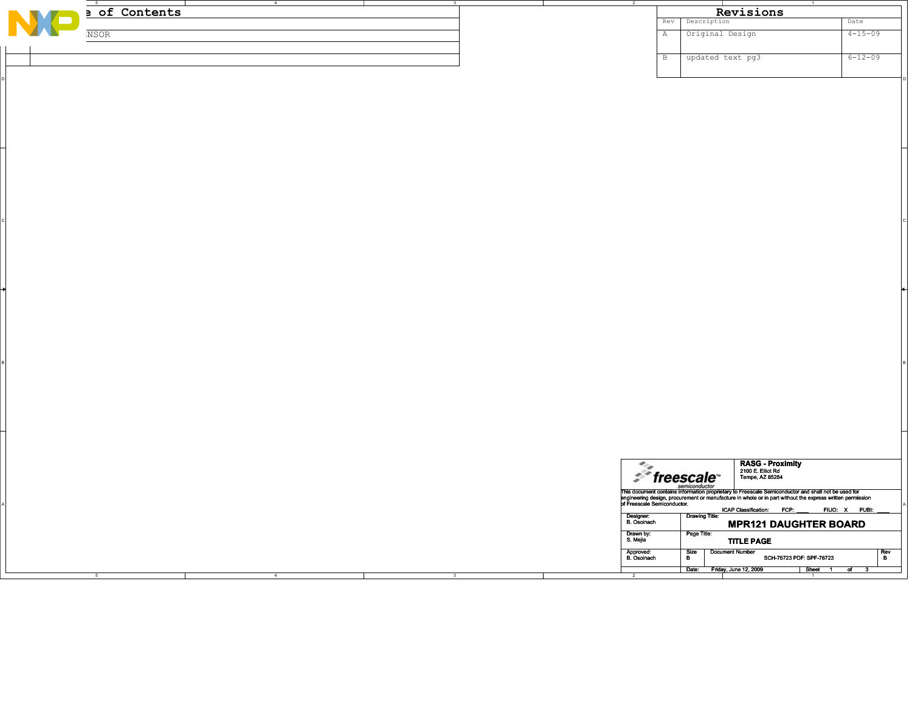## Table of Contents

| | |
|---|---|
| | |
| | ...NSOR |
| | |
| | |

## Revisions

| Rev | Description | Date |
|---|---|---|
| A | Original Design | 4-15-09 |
| B | updated text pg3 | 6-12-09 |

**freescale semiconductor**

**RASG - Proximity**
2100 E. Elliot Rd
Tempe, AZ 85284

This document contains information proprietary to Freescale Semiconductor and shall not be used for engineering design, procurement or manufacture in whole or in part without the express written permission of Freescale Semiconductor.

ICAP Classification: FCP: ____ FIUO: X PUBI: ____

| | | | |
|---|---|---|---|
| Designer: B. Osoinach | Drawing Title: **MPR121 DAUGHTER BOARD** | | |
| Drawn by: S. Mejia | Page Title: **TITLE PAGE** | | |
| Approved: B. Osoinach | Size: B | Document Number: SCH-76723 PDF: SPF-76723 | Rev: B |
| | Date: Friday, June 12, 2009 | Sheet 1 of 3 | |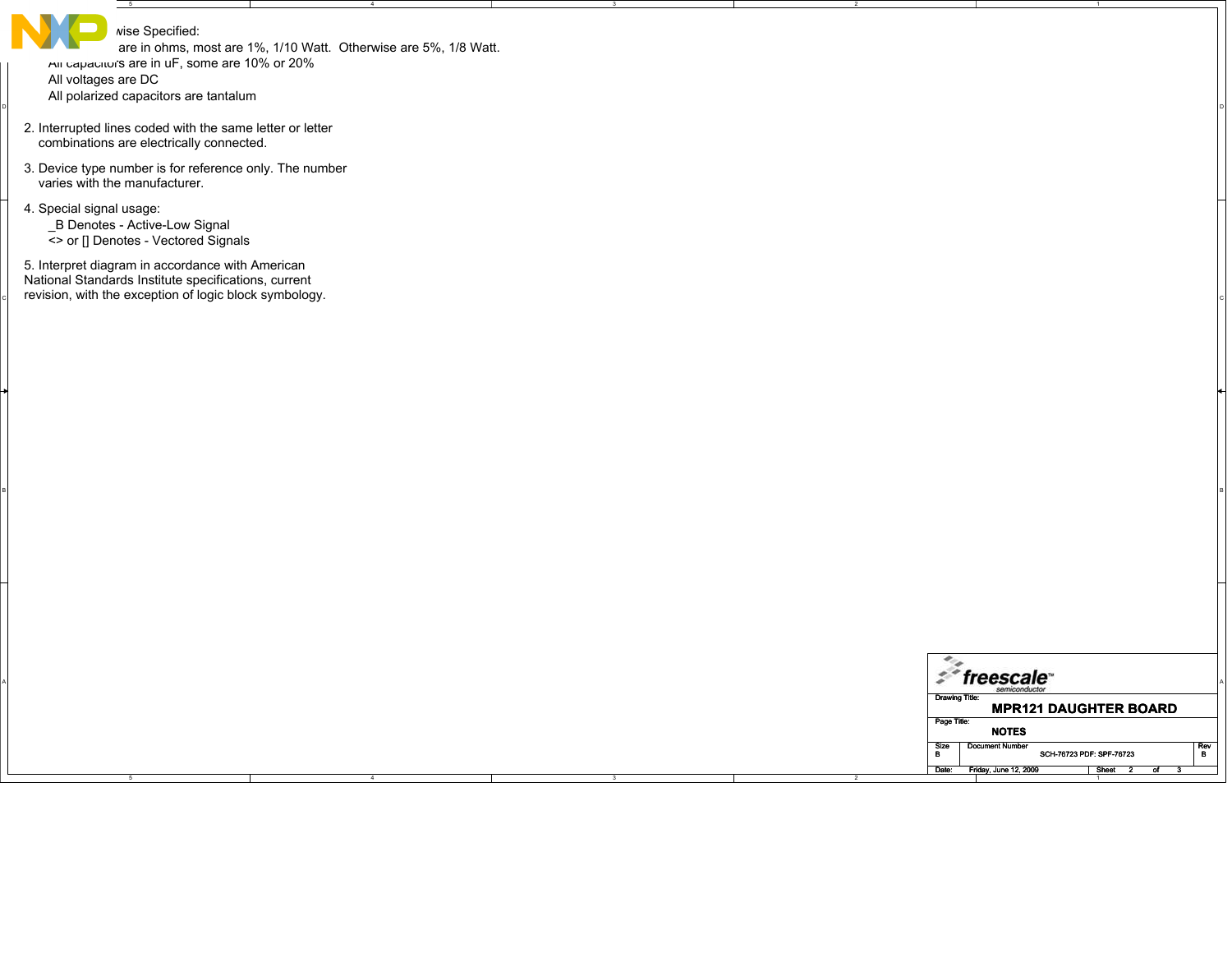wise Specified:

are in ohms, most are 1%, 1/10 Watt.  Otherwise are 5%, 1/8 Watt.

All capacitors are in uF, some are 10% or 20%

All voltages are DC

All polarized capacitors are tantalum

2. Interrupted lines coded with the same letter or letter combinations are electrically connected.

3. Device type number is for reference only. The number varies with the manufacturer.

4. Special signal usage:
   _B Denotes - Active-Low Signal
   <> or [] Denotes - Vectored Signals

5. Interpret diagram in accordance with American National Standards Institute specifications, current revision, with the exception of logic block symbology.

| | |
|---|---|
| Drawing Title: | MPR121 DAUGHTER BOARD |
| Page Title: | NOTES |
| Size | B |
| Document Number | SCH-76723 PDF: SPF-76723 |
| Rev | B |
| Date: | Friday, June 12, 2009 |
| Sheet | 2 of 3 |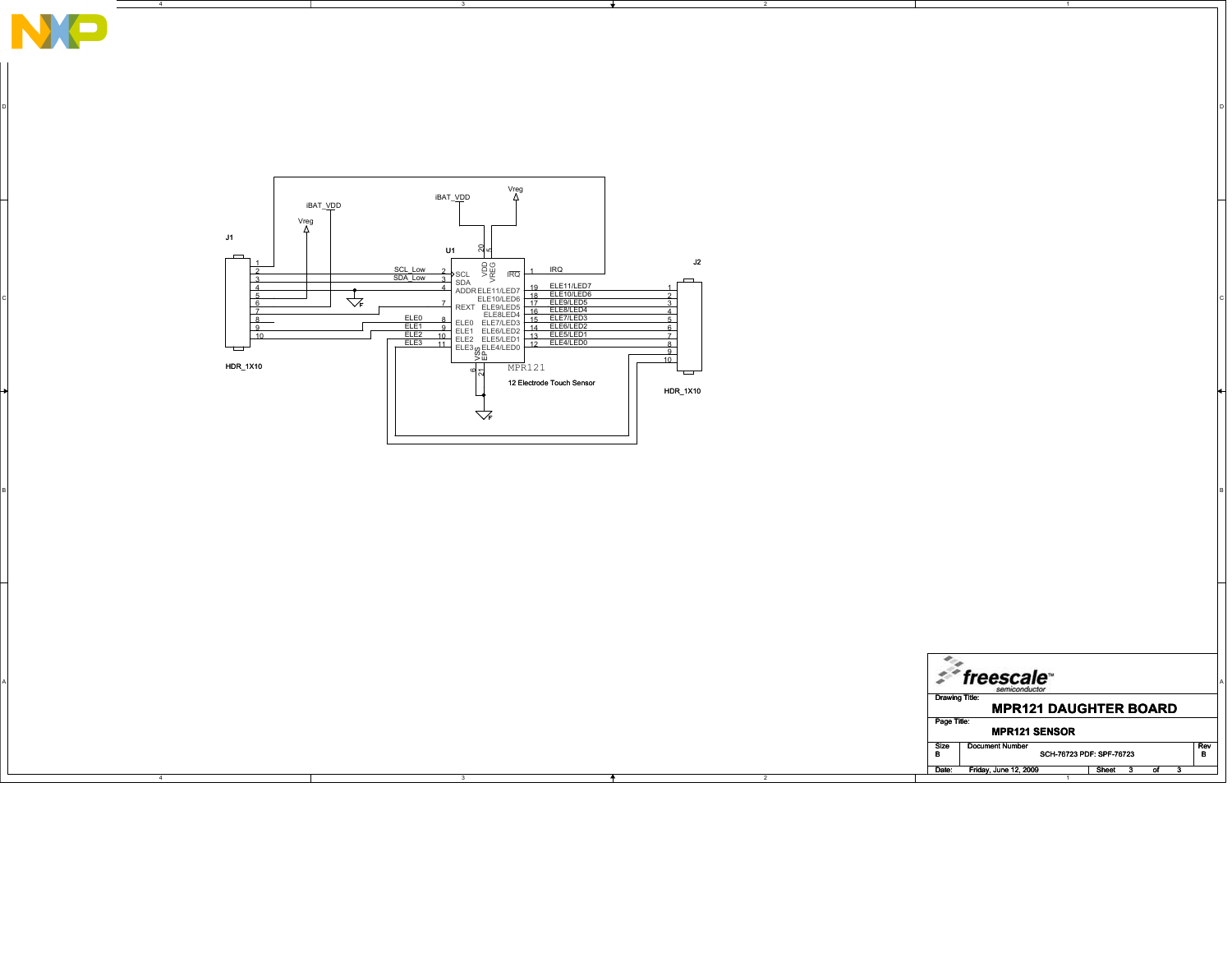J1

HDR_1X10

| Pin | Signal |
|---|---|
| 1 | IRQ |
| 2 | SCL_Low |
| 3 | SDA_Low |
| 4 | ADDR |
| 5 | Vreg |
| 6 | iBAT_VDD |
| 7 | REXT |
| 8 | ELE0 |
| 9 | ELE1 |
| 10 | ELE2 |

U1

MPR121

12 Electrode Touch Sensor

| Pin | Name | Net |
|---|---|---|
| 1 | IRQ | IRQ |
| 2 | SCL | SCL_Low |
| 3 | SDA | SDA_Low |
| 4 | ADDR | |
| 5 | VREG | Vreg |
| 6 | VSS | GND |
| 7 | REXT | |
| 8 | ELE0 | ELE0 |
| 9 | ELE1 | ELE1 |
| 10 | ELE2 | ELE2 |
| 11 | ELE3 | ELE3 |
| 12 | ELE4/LED0 | ELE4/LED0 |
| 13 | ELE5/LED1 | ELE5/LED1 |
| 14 | ELE6/LED2 | ELE6/LED2 |
| 15 | ELE7/LED3 | ELE7/LED3 |
| 16 | ELE8/LED4 | ELE8/LED4 |
| 17 | ELE9/LED5 | ELE9/LED5 |
| 18 | ELE10/LED6 | ELE10/LED6 |
| 19 | ELE11/LED7 | ELE11/LED7 |
| 20 | VDD | iBAT_VDD |
| 21 | EP | GND |

J2

HDR_1X10

| Pin | Signal |
|---|---|
| 1 | ELE11/LED7 |
| 2 | ELE10/LED6 |
| 3 | ELE9/LED5 |
| 4 | ELE8/LED4 |
| 5 | ELE7/LED3 |
| 6 | ELE6/LED2 |
| 7 | ELE5/LED1 |
| 8 | ELE4/LED0 |
| 9 | |
| 10 | ELE3 |

freescale semiconductor

**Drawing Title:** MPR121 DAUGHTER BOARD

**Page Title:** MPR121 SENSOR

| Size | Document Number | Rev |
|---|---|---|
| B | SCH-76723 PDF: SPF-76723 | B |

Date: Friday, June 12, 2009 Sheet 3 of 3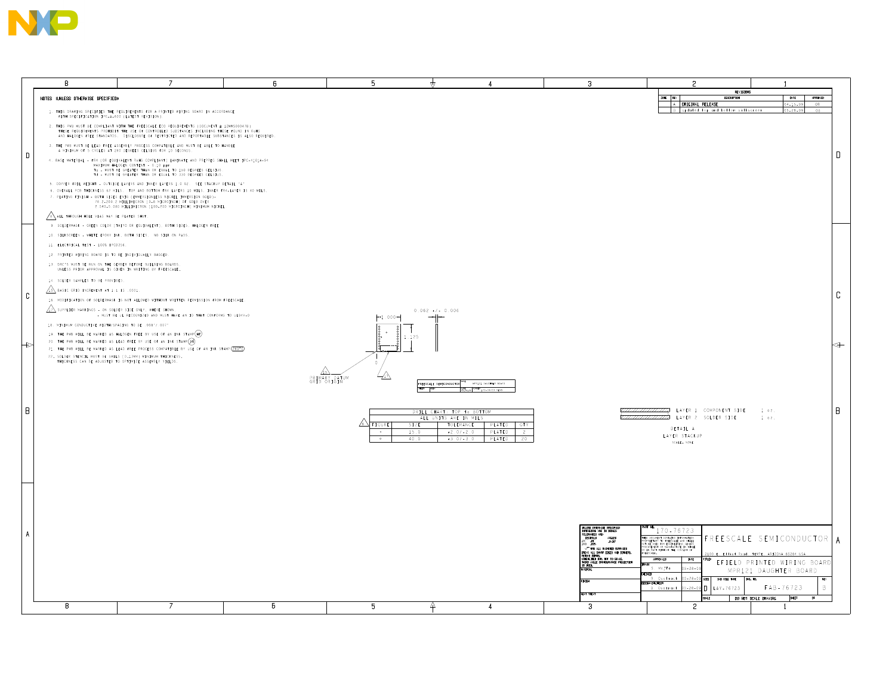NOTES (UNLESS OTHERWISE SPECIFIED)

1. THIS DRAWING SPECIFIES THE REQUIREMENTS FOR A PRINTED WIRING BOARD IN ACCORDANCE WITH SPECIFICATION IPC-6012 (LATEST REVISION).
2. THIS PWB MUST BE COMPLIANT WITH THE FREESCALE ECO REQUIREMENTS (DOCUMENT # 12MMS00047B). THESE REQUIREMENTS PROHIBIT THE USE OF CONTROLLED SUBSTANCES INCLUDING THOSE FOUND IN ROHS AND HALOGEN FREE STANDARDS. DISCLOSURE OF RESTRICTED AND REPORTABLE SUBSTANCES IS ALSO REQUIRED.
3. THE PWB MUST BE LEAD FREE ASSEMBLY PROCESS COMPATIBLE AND MUST BE ABLE TO HANDLE A MINIMUM OF 5 CYCLES AT 260 DEGREES CELSIUS FOR 10 SECONDS.
4. BASE MATERIAL - FR4 (OR EQUIVALENT ROHS COMPLIANT) LAMINATE AND PREPREG SHALL MEET IPC-4101A/94
   MAXIMUM HALOGEN CONTENT - 0.10 ppm
   Tg - MUST BE GREATER THAN OR EQUAL TO 150 DEGREES CELSIUS
   Td - MUST BE GREATER THAN OR EQUAL TO 330 DEGREES CELSIUS.
5. COPPER FOIL WEIGHT - OUTSIDE LAYERS AND INNER LAYERS 1.0 OZ. SEE STACKUP DETAIL "A"
6. OVERALL PCB THICKNESS 62 MILS. TOP AND BOTTOM FR4 LAYERS 10 MILS, INNER FR4 LAYER IS 40 MILS.
7. PLATING FINISH - BOTH SIDES ENIG (IMMERSION NICKEL IMMERSION GOLD):
   76.2-203.2 MILLIMICRON (3-8 MICROINCH) OF GOLD OVER
   2.540-5.080 MILLIMICRON (100-200 MICROINCH) MINIMUM NICKEL
8. ALL THROUGH HOLE VIAS MAY BE PLATED SHUT.
9. SOLDERMASK - GREEN COLOR (TAIYO OR EQUIVALENT), BOTH SIDES. HALOGEN FREE
10. SILKSCREEN - WHITE EPOXY INK, BOTH SIDES. NO SILK ON PADS.
11. ELECTRICAL TEST - 100% IPCD356.
12. PRINTED WIRING BOARD IS TO BE INDIVIDUALLY BAGGED.
13. DRC'S MUST BE RUN ON THE GERBER BEFORE BUILDING BOARDS. UNLESS PRIOR APPROVAL IS GIVEN IN WRITING BY FREESCALE.
14. SOLDER SAMPLES TO BE PROVIDED.
15. BASIC GRID INCREMENT AT 1:1 IS .0001
16. MODIFICATION OF SOLDERMASK IS NOT ALLOWED WITHOUT WRITTEN PERMISSION FROM FREESCALE
17. SUPPLIER MARKINGS - ON SOLDER SIDE ONLY, WHERE SHOWN. - MUST BE UL RECOGNIZED AND MUST HAVE AN ID THAT CONFORMS TO UL94V-0
18. MINIMUM CONDUCTIVE WIDTH/SPACING TO BE .008"/.007"
19. THE PWB WILL BE MARKED AS HALOGEN FREE BY USE OF AN INK STAMP (HF)
20. THE PWB WILL BE MARKED AS LEAD FREE BY USE OF AN INK STAMP (LF)
21. THE PWB WILL BE MARKED AS LEAD FREE PROCESS COMPATIBLE BY USE OF AN INK STAMP (260°C)
22. SOLDER STENCIL MUST BE 5MILS (0.13MM) MINIMUM THICKNESS. THICKNESS CAN BE ADJUSTED TO OPTIMIZE ASSEMBLY YIELDS.

REVISIONS

| ZONE | REV | DESCRIPTION | DATE | APPROVED |
|---|---|---|---|---|
| | A | ORIGINAL RELEASE | 04-15-09 | GB |
| | B | Updated top and bottom silkscreen | 05-28-09 | GB |

1.000 — 1.125 — 0.062 +/- 0.006

PRIMARY DATUM GRID ORIGIN

| DRILL CHART: TOP to BOTTOM | | | | |
|---|---|---|---|---|
| ALL UNITS ARE IN MILS | | | | |
| FIGURE | SIZE | TOLERANCE | PLATED | QTY |
| + | 15.0 | +2.0/-2.0 | PLATED | 2 |
| ◇ | 40.0 | +3.0/-3.0 | PLATED | 20 |

LAYER 1 COMPONENT SIDE 1 oz.
LAYER 2 SOLDER SIDE 1 oz.

DETAIL A
LAYER STACKUP
SCALE: NONE

FREESCALE SEMICONDUCTOR
2100 E. Elliot Road, TEMPE, ARIZONA 85284 USA

TITLE: EFIELD PRINTED WIRING BOARD MPR121 DAUGHTER BOARD

PART NO. 170-76723
DRAWN: G. Wojta 05-28-09
CHECKED: G. Oselmack 05-28-09
DESIGN ENGINEER: G. Oselmack 05-28-09
SIZE: D
FSCM NO./DWG NO.: LAY-76723
DWG. NO.: FAB-76723
REV: B
DO NOT SCALE DRAWING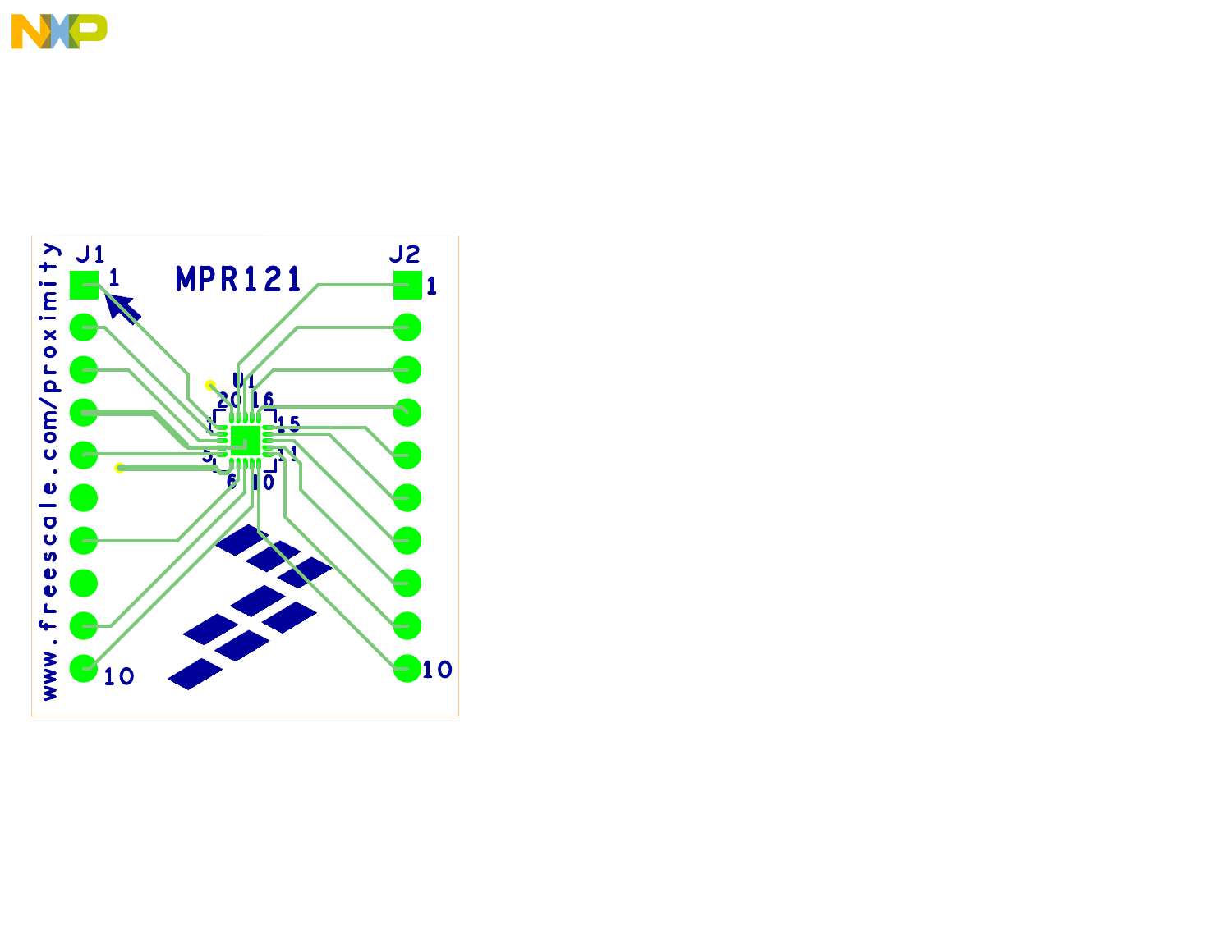MPR121

J1

J2

U1

www.freescale.com/proximity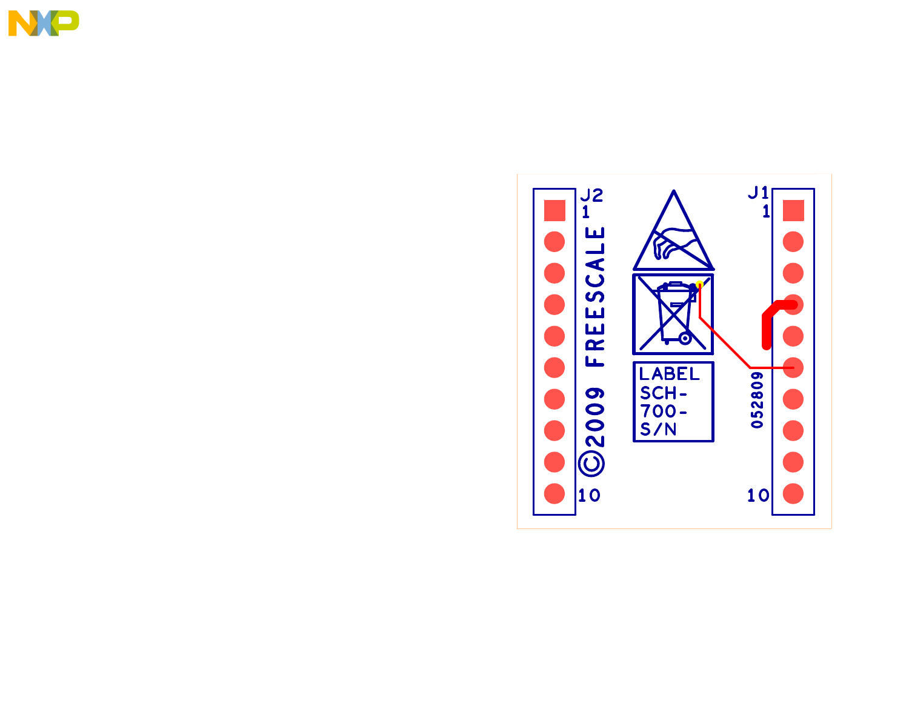J2

1

10

FREESCALE

©2009

LABEL
SCH-
700-
S/N

J1

1

10

052809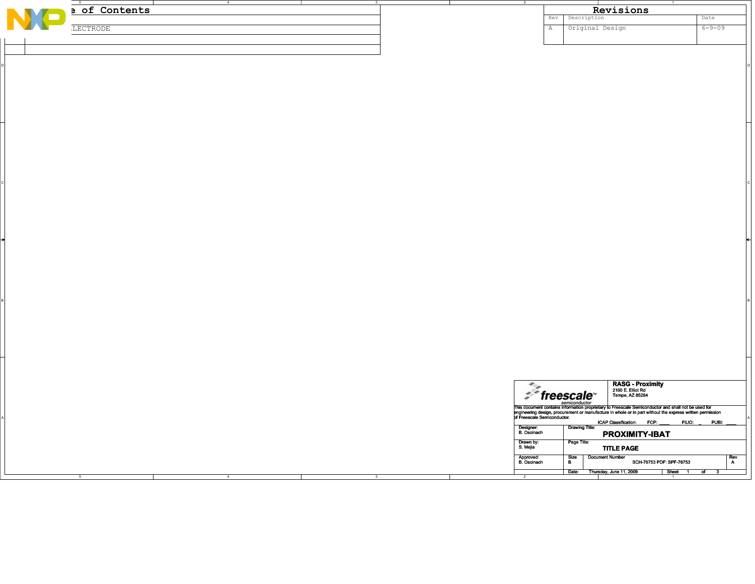# e of Contents

| | |
|---|---|
| | |
| | LECTRODE |
| | |
| | |

## Revisions

| Rev | Description | Date |
|---|---|---|
| A | Original Design | 6-9-09 |

**RASG - Proximity**
2100 E. Elliot Rd
Tempe, AZ 85284

This document contains information proprietary to Freescale Semiconductor and shall not be used for engineering design, procurement or manufacture in whole or in part without the express written permission of Freescale Semiconductor.

ICAP Classification: FCP: ____ FIUO: _ PUBI: ____

| | | |
|---|---|---|
| Designer: B. Osoinach | Drawing Title: **PROXIMITY-IBAT** | |
| Drawn by: S. Mejia | Page Title: **TITLE PAGE** | |
| Approved: B. Osoinach | Size B — Document Number SCH-76753 PDF: SPF-76753 | Rev A |
| | Date: Thursday, June 11, 2009 | Sheet 1 of 3 |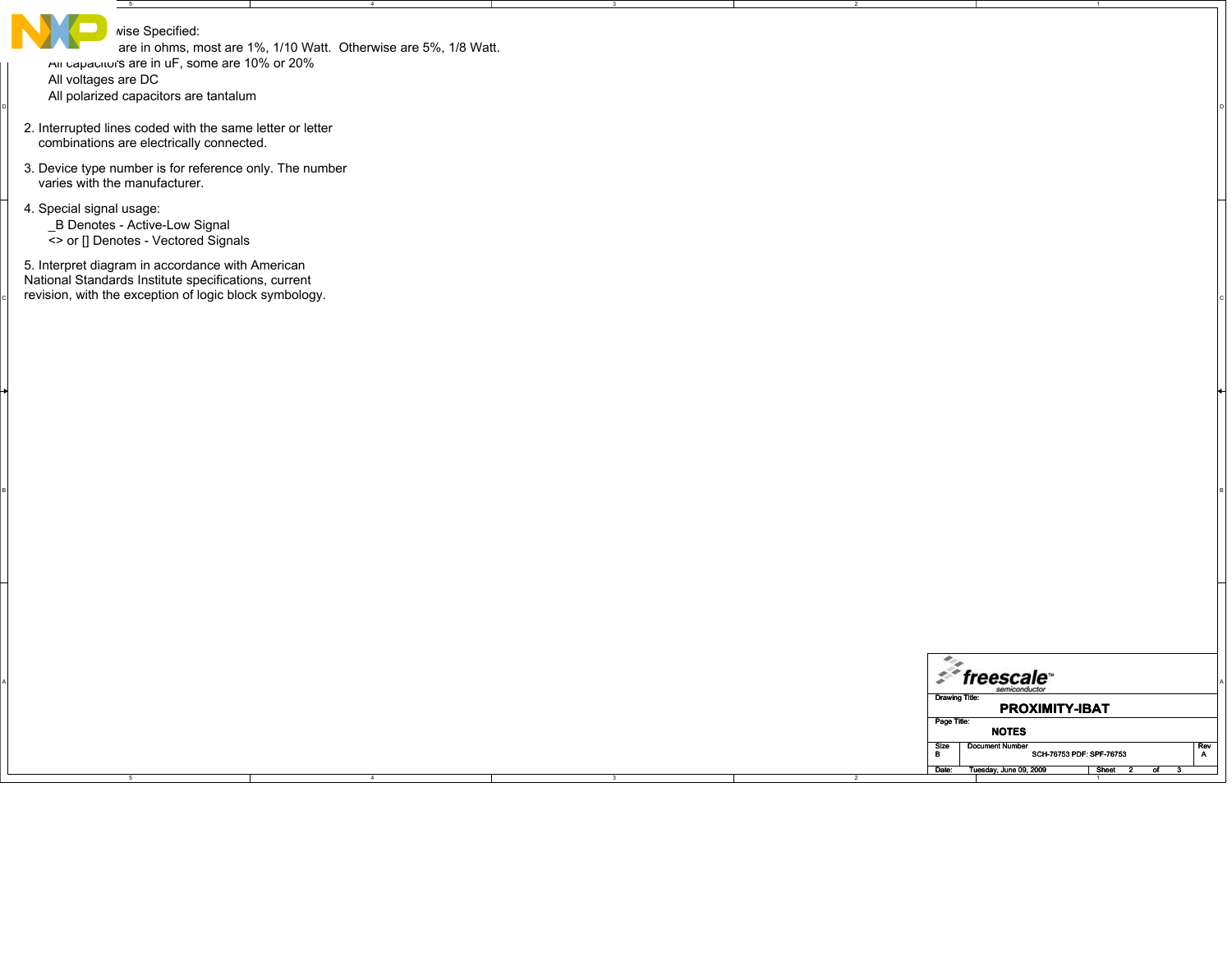wise Specified:

are in ohms, most are 1%, 1/10 Watt. Otherwise are 5%, 1/8 Watt.

All capacitors are in uF, some are 10% or 20%

All voltages are DC

All polarized capacitors are tantalum

2. Interrupted lines coded with the same letter or letter combinations are electrically connected.

3. Device type number is for reference only. The number varies with the manufacturer.

4. Special signal usage:
   - _B Denotes - Active-Low Signal
   - <> or [] Denotes - Vectored Signals

5. Interpret diagram in accordance with American National Standards Institute specifications, current revision, with the exception of logic block symbology.

freescale semiconductor

| | |
|---|---|
| Drawing Title: | PROXIMITY-IBAT |
| Page Title: | NOTES |
| Size | B |
| Document Number | SCH-76753 PDF: SPF-76753 |
| Rev | A |
| Date: | Tuesday, June 09, 2009 |
| Sheet | 2 of 3 |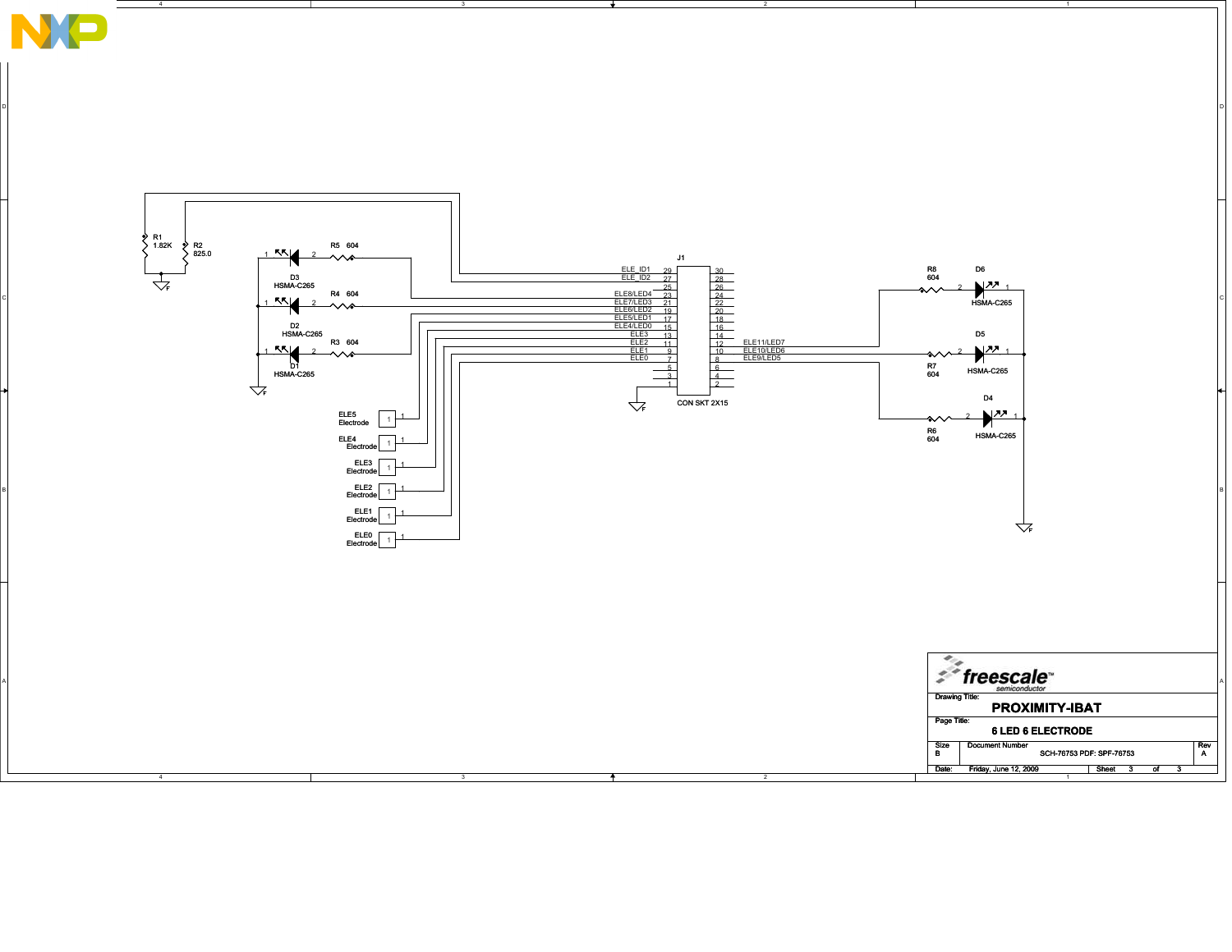R1
1.82K

R2
825.0

D3
HSMA-C265

R5 604

D2
HSMA-C265

R4 604

D1
HSMA-C265

R3 604

J1

| Signal | Pin | Pin | Signal |
|---|---|---|---|
| ELE_ID1 | 29 | 30 | |
| ELE_ID2 | 27 | 28 | |
| | 25 | 26 | |
| ELE8/LED4 | 23 | 24 | |
| ELE7/LED3 | 21 | 22 | |
| ELE6/LED2 | 19 | 20 | |
| ELE5/LED1 | 17 | 18 | |
| ELE4/LED0 | 15 | 16 | |
| ELE3 | 13 | 14 | |
| ELE2 | 11 | 12 | ELE11/LED7 |
| ELE1 | 9 | 10 | ELE10/LED6 |
| ELE0 | 7 | 8 | ELE9/LED5 |
| | 5 | 6 | |
| | 3 | 4 | |
| | 1 | 2 | |

CON SKT 2X15

ELE5 Electrode

ELE4 Electrode

ELE3 Electrode

ELE2 Electrode

ELE1 Electrode

ELE0 Electrode

R8
604

D6
HSMA-C265

D5
HSMA-C265

R7
604

D4
HSMA-C265

R6
604

Drawing Title: **PROXIMITY-IBAT**

Page Title: **6 LED 6 ELECTRODE**

| Size | Document Number | Rev |
|---|---|---|
| B | SCH-76753 PDF: SPF-76753 | A |

Date: Friday, June 12, 2009 Sheet 3 of 3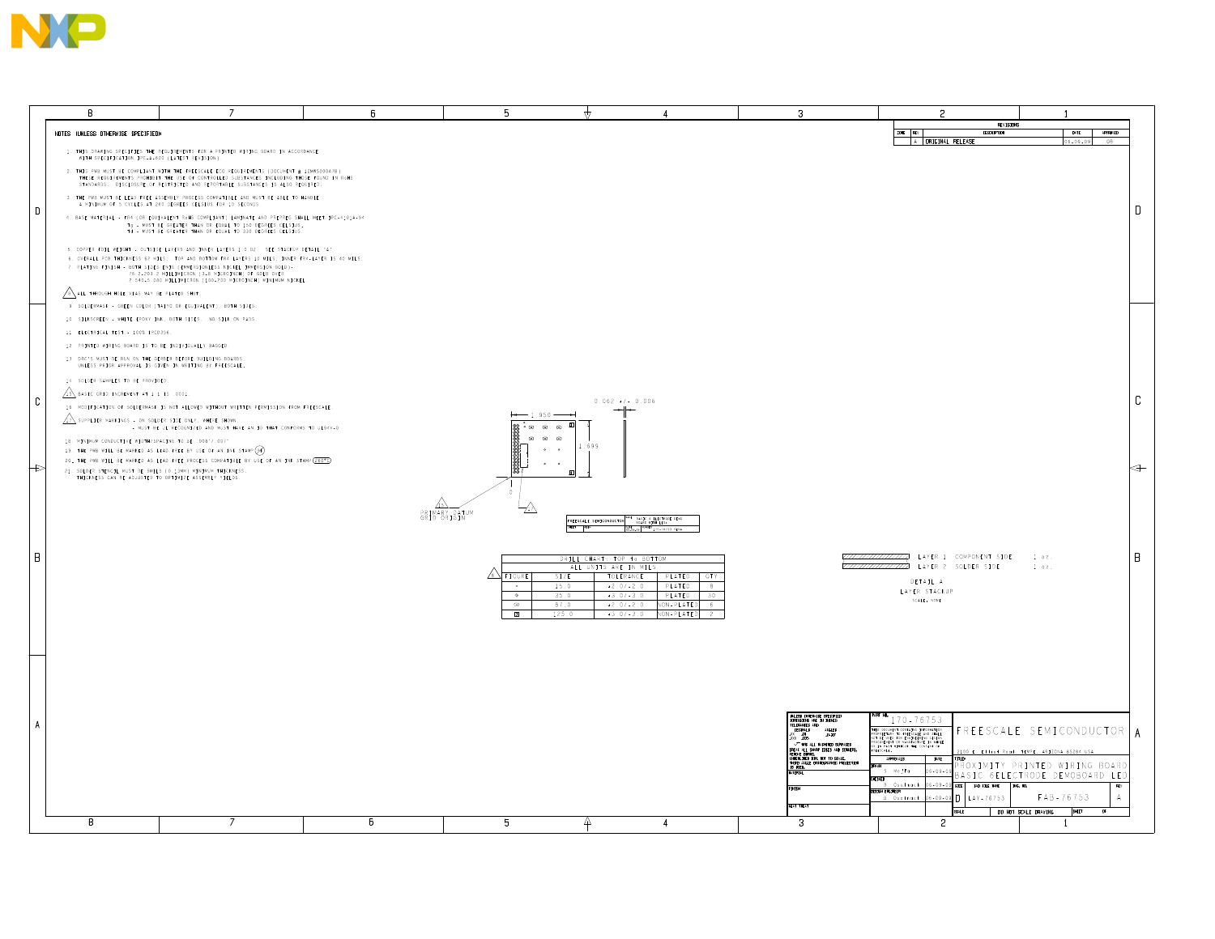NOTES (UNLESS OTHERWISE SPECIFIED)

1. THIS DRAWING SPECIFIES THE REQUIREMENTS FOR A PRINTED WIRING BOARD IN ACCORDANCE WITH SPECIFICATION IPC-6012 (LATEST REVISION).
2. THIS PWB MUST BE COMPLIANT WITH THE FREESCALE ECO REQUIREMENTS (DOCUMENT # 12MMS00047B). THESE REQUIREMENTS PROHIBIT THE USE OF CONTROLLED SUBSTANCES INCLUDING THOSE FOUND IN ROHS STANDARDS. DISCLOSURE OF RESTRICTED AND REPORTABLE SUBSTANCES IS ALSO REQUIRED.
3. THE PWB MUST BE LEAD FREE ASSEMBLY PROCESS COMPATIBLE AND MUST BE ABLE TO HANDLE A MINIMUM OF 5 CYCLES AT 260 DEGREES CELSIUS FOR 10 SECONDS.
4. BASE MATERIAL - FR4 (OR EQUIVALENT ROHS COMPLIANT) LAMINATE AND PREPREG SHALL MEET IPC-4101A-94
   - Tg - MUST BE GREATER THAN OR EQUAL TO 150 DEGREES CELSIUS.
   - Td - MUST BE GREATER THAN OR EQUAL TO 330 DEGREES CELSIUS.
5. COPPER FOIL WEIGHT - OUTSIDE LAYERS AND INNER LAYERS 1.0 OZ - SEE STACKUP DETAIL "A"
6. OVERALL PCB THICKNESS 62 MILS - TOP AND BOTTOM FR4 LAYERS 10 MILS, INNER FR4 LAYER IS 40 MILS.
7. PLATING FINISH - BOTH SIDES ENIG (IMMERSION/ELECTROLESS NICKEL IMMERSION GOLD):
   - 76.2-203.2 MILLIMICRON [3-8 MICROINCH] OF GOLD OVER
   - 2.540-5.080 MILLIMICRON [100-200 MICROINCH] MINIMUM NICKEL
8. ALL THROUGH HOLE VIAS MAY BE PLATED SHUT.
9. SOLDERMASK - GREEN COLOR (TAIYO OR EQUIVALENT), BOTH SIDES.
10. SILKSCREEN - WHITE EPOXY INK, BOTH SIDES. NO SILK ON PADS.
11. ELECTRICAL TEST - 100% IPCD356.
12. PRINTED WIRING BOARD IS TO BE INDIVIDUALLY BAGGED.
13. DRC'S MUST BE RUN ON THE GERBER BEFORE BUILDING BOARDS. UNLESS PRIOR APPROVAL IS GIVEN IN WRITING BY FREESCALE.
14. SOLDER SAMPLES TO BE PROVIDED.
15. BASIC GRID INCREMENT AT 1:1 IS .0001
16. MODIFICATION OF SOLDERMASK IS NOT ALLOWED WITHOUT WRITTEN PERMISSION FROM FREESCALE
17. SUPPLIER MARKINGS - ON SOLDER SIDE ONLY, WHERE SHOWN.
    - MUST BE UL RECOGNIZED AND MUST HAVE AN ID THAT CONFORMS TO UL94V-0
18. MINIMUM CONDUCTIVE WIDTH/SPACING TO BE .008"/.007"
19. THE PWB WILL BE MARKED AS LEAD FREE BY USE OF AN INK STAMP (Pb)
20. THE PWB WILL BE MARKED AS LEAD FREE PROCESS COMPATIBLE BY USE OF AN INK STAMP (LF)
21. SOLDER STENCIL MUST BE 5MILS (0.13MM) MINIMUM THICKNESS. THICKNESS CAN BE ADJUSTED TO OPTIMIZE ASSEMBLY YIELDS.

0.062 +/- 0.006

1.950

1.695

PRIMARY DATUM
GRID ORIGIN

| FIGURE | SIZE | TOLERANCE | PLATED | QTY |
|---|---|---|---|---|
| DRILL CHART: TOP to BOTTOM | | | | |
| ALL UNITS ARE IN MILS | | | | |
| + | 15.0 | +2.0/-2.0 | PLATED | 8 |
| ◇ | 35.0 | +3.0/-3.0 | PLATED | 30 |
| ∞ | 87.0 | +2.0/-2.0 | NON-PLATED | 6 |
| ⊡ | 125.0 | +3.0/-3.0 | NON-PLATED | 2 |

LAYER 1 COMPONENT SIDE 1 oz.
LAYER 2 SOLDER SIDE 1 oz.

DETAIL A
LAYER STACKUP
SCALE: NONE

REVISIONS

| ZONE | REV | DESCRIPTION | DATE | APPROVED |
|---|---|---|---|---|
| | A | ORIGINAL RELEASE | 06-09-09 | DR |

UNLESS OTHERWISE SPECIFIED DIMENSIONS ARE IN INCHES. TOLERANCES ARE: DECIMALS .XX .XXX ANGLES ±.0° ±.005 ±.005
ALL MACHINED SURFACES
BREAK ALL SHARP EDGES AND CORNERS, REMOVE BURRS.
DIMENSIONS ARE NOT TO SCALE.
THIRD ANGLE ORTHOGRAPHIC PROJECTION IS USED.

PART NO. 170-76753

FREESCALE SEMICONDUCTOR
2100 E. Elliot Road, TEMPE, ARIZONA 85284 USA

TITLE: PROXIMITY PRINTED WIRING BOARD BASIC ELECTRODE DEMOBOARD LED

| APPROVALS | DATE |
|---|---|
| DRAWN: K. Wajta | 06-09-09 |
| CHECKED: B. Castruell | 06-09-09 |
| DESIGN ENGINEER: B. Castruell | 06-09-09 |

SIZE: D | CAD FILE NAME: LAY-76753 | DWG. NO.: FAB-76753 | REV: A

SCALE | DO NOT SCALE DRAWING | SHEET 1 OF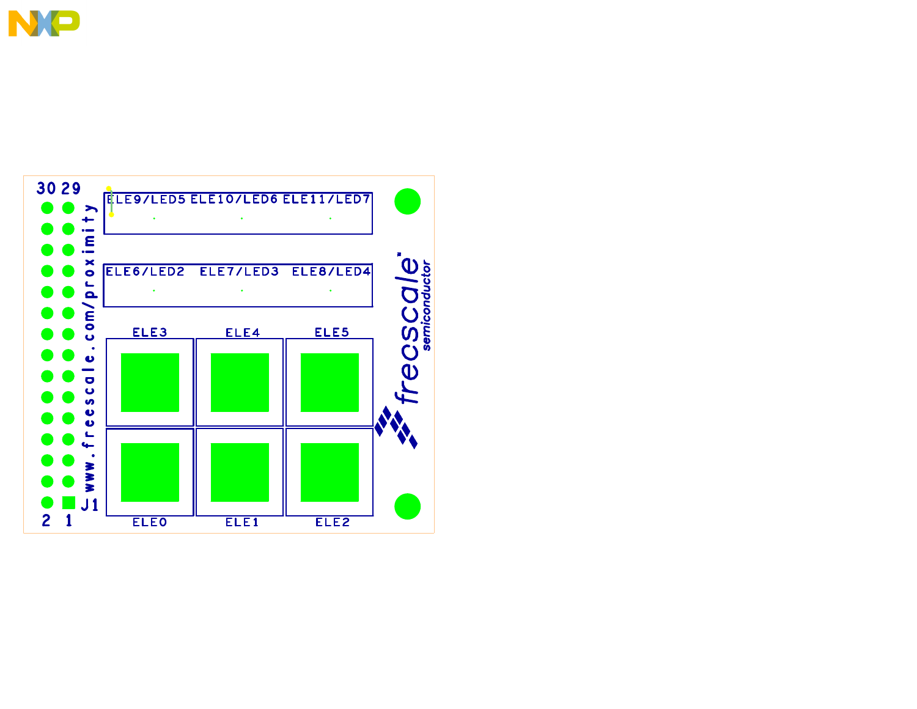30 29

ELE9/LED5 ELE10/LED6 ELE11/LED7

ELE6/LED2 ELE7/LED3 ELE8/LED4

ELE3 ELE4 ELE5

ELE0 ELE1 ELE2

www.freescale.com/proximity

J1

2 1

freescale semiconductor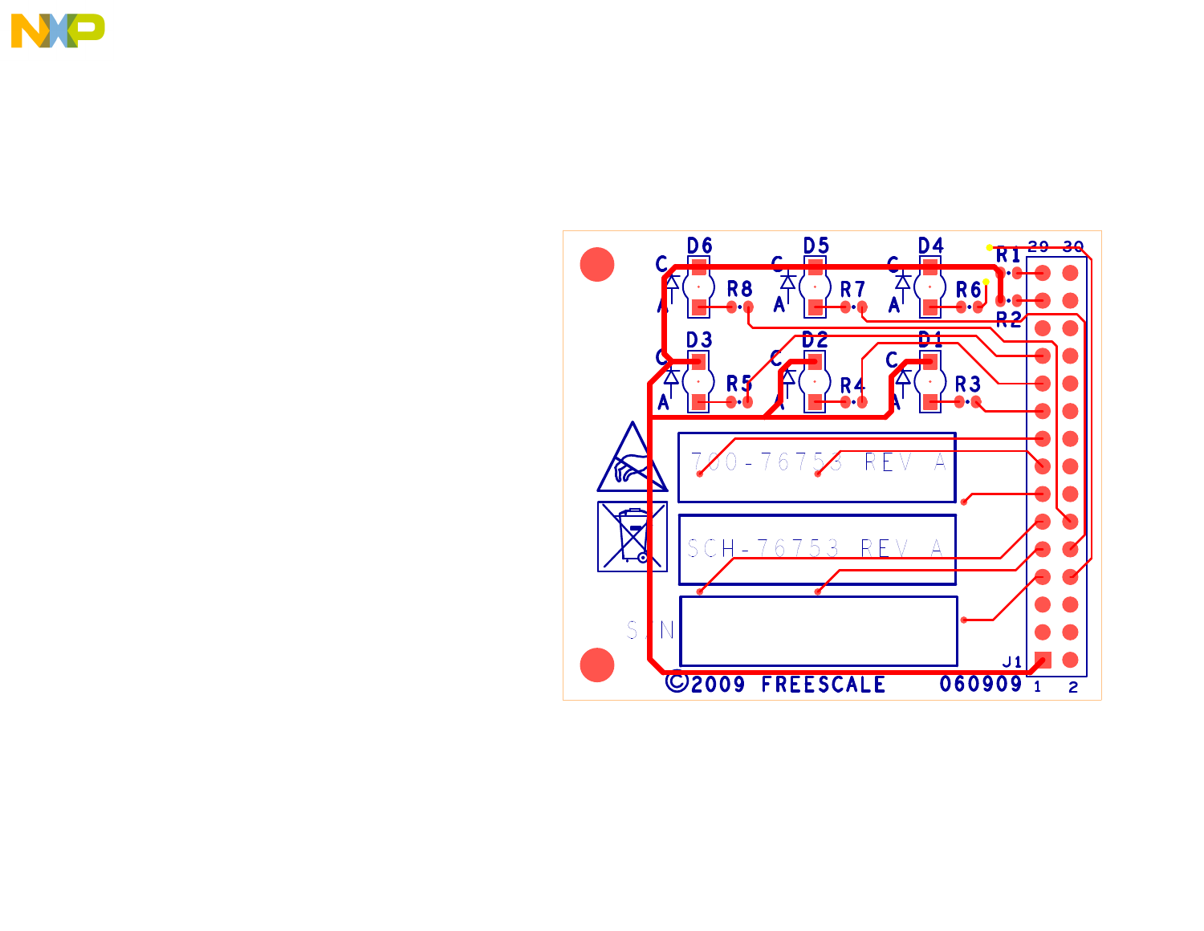D6 D5 D4 R1 29 30

C C C

R8 R7 R6

A A A R2

D3 D2 D1

C C C

R5 R4 R3

A A A

700-76753 REV A

SCH-76753 REV A

S/N

J1

©2009 FREESCALE 060909 1 2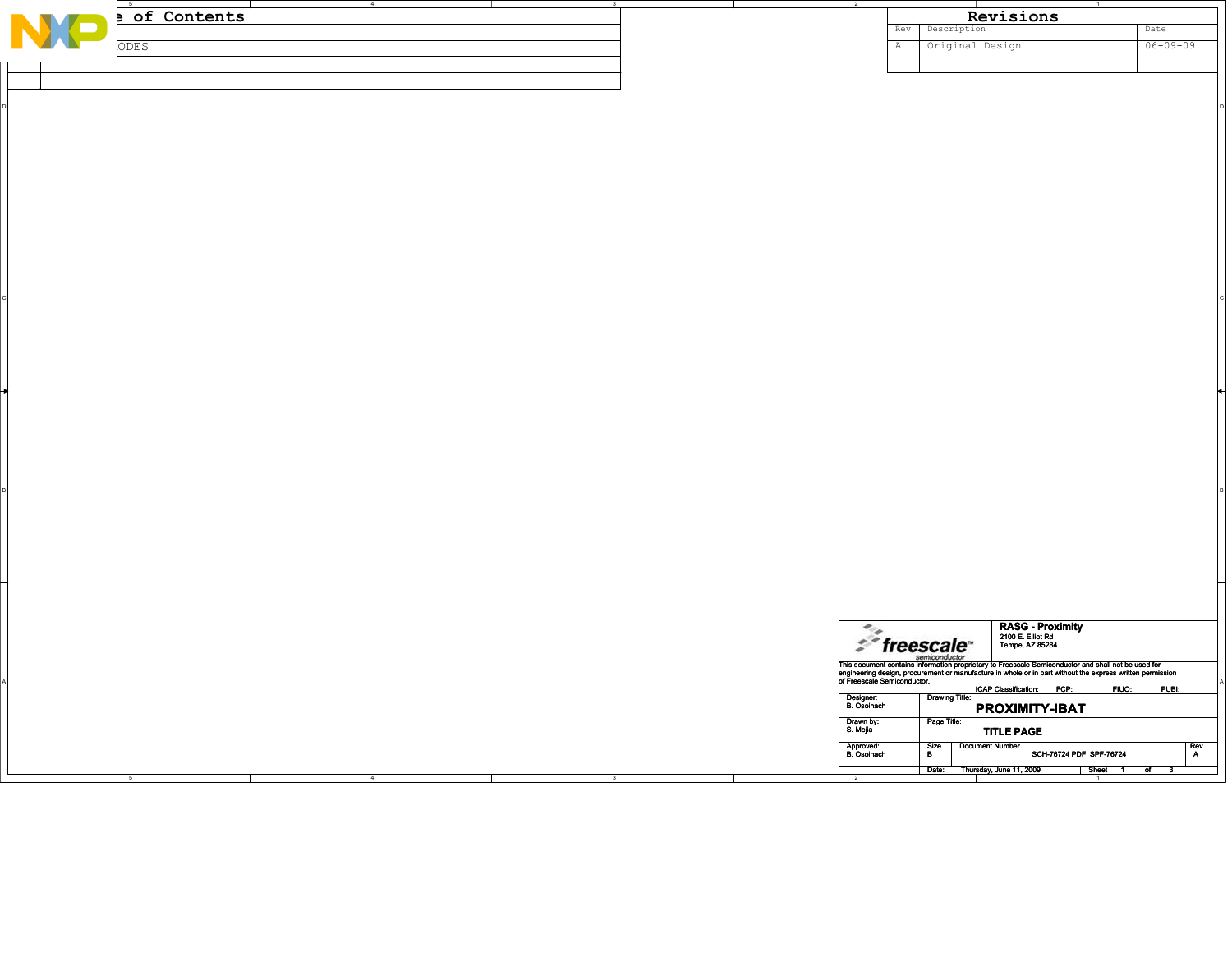## Table of Contents

| | |
|---|---|
| | |
| | ...ODES |
| | |
| | |

## Revisions

| Rev | Description | Date |
|---|---|---|
| A | Original Design | 06-09-09 |

**freescale semiconductor**

**RASG - Proximity**
2100 E. Elliot Rd
Tempe, AZ 85284

This document contains information proprietary to Freescale Semiconductor and shall not be used for engineering design, procurement or manufacture in whole or in part without the express written permission of Freescale Semiconductor.

ICAP Classification: FCP: ____ FIUO: _ PUBI: ____

| | | | |
|---|---|---|---|
| Designer: B. Osoinach | Drawing Title: **PROXIMITY-IBAT** | | |
| Drawn by: S. Mejia | Page Title: **TITLE PAGE** | | |
| Approved: B. Osoinach | Size: B | Document Number: SCH-76724 PDF: SPF-76724 | Rev: A |
| | Date: Thursday, June 11, 2009 | Sheet 1 of 3 | |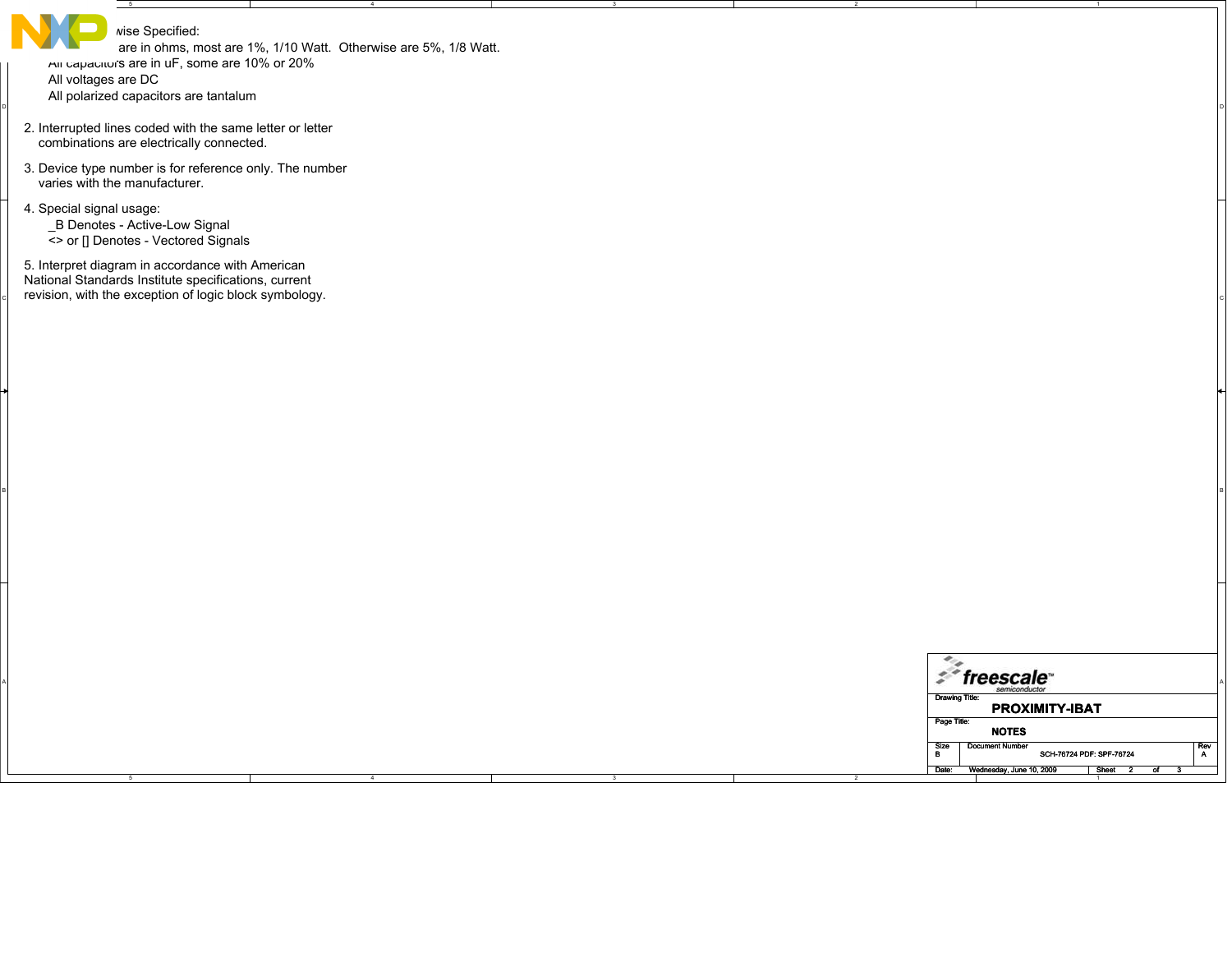wise Specified:

are in ohms, most are 1%, 1/10 Watt. Otherwise are 5%, 1/8 Watt.

All capacitors are in uF, some are 10% or 20%

All voltages are DC

All polarized capacitors are tantalum

2. Interrupted lines coded with the same letter or letter combinations are electrically connected.

3. Device type number is for reference only. The number varies with the manufacturer.

4. Special signal usage:
   _B Denotes - Active-Low Signal
   <> or [] Denotes - Vectored Signals

5. Interpret diagram in accordance with American National Standards Institute specifications, current revision, with the exception of logic block symbology.

| | |
|---|---|
| Drawing Title: | PROXIMITY-IBAT |
| Page Title: | NOTES |
| Size | B |
| Document Number | SCH-76724 PDF: SPF-76724 |
| Rev | A |
| Date: | Wednesday, June 10, 2009 |
| Sheet | 2 of 3 |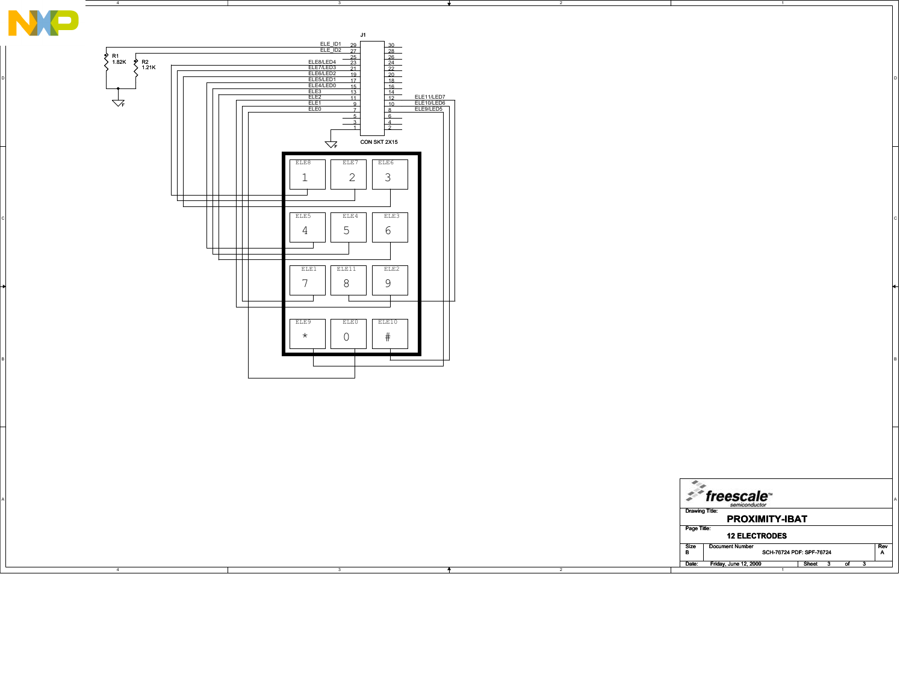J1

| Net | Pin | Pin | Net |
|---|---|---|---|
| ELE_ID1 | 29 | 30 | |
| ELE_ID2 | 27 | 28 | |
| | 25 | 26 | |
| ELE8/LED4 | 23 | 24 | |
| ELE7/LED3 | 21 | 22 | |
| ELE6/LED2 | 19 | 20 | |
| ELE5/LED1 | 17 | 18 | |
| ELE4/LED0 | 15 | 16 | |
| ELE3 | 13 | 14 | |
| ELE2 | 11 | 12 | ELE11/LED7 |
| ELE1 | 9 | 10 | ELE10/LED6 |
| ELE0 | 7 | 8 | ELE9/LED5 |
| | 5 | 6 | |
| | 3 | 4 | |
| | 1 | 2 | |

CON SKT 2X15

R1 1.82K

R2 1.21K

F

| | | |
|---|---|---|
| ELE8 1 | ELE7 2 | ELE6 3 |
| ELE5 4 | ELE4 5 | ELE3 6 |
| ELE1 7 | ELE11 8 | ELE2 9 |
| ELE9 * | ELE0 0 | ELE10 # |

freescale semiconductor

Drawing Title: **PROXIMITY-IBAT**

Page Title: **12 ELECTRODES**

| Size | Document Number | Rev |
|---|---|---|
| B | SCH-76724 PDF: SPF-76724 | A |

Date: Friday, June 12, 2009 Sheet 3 of 3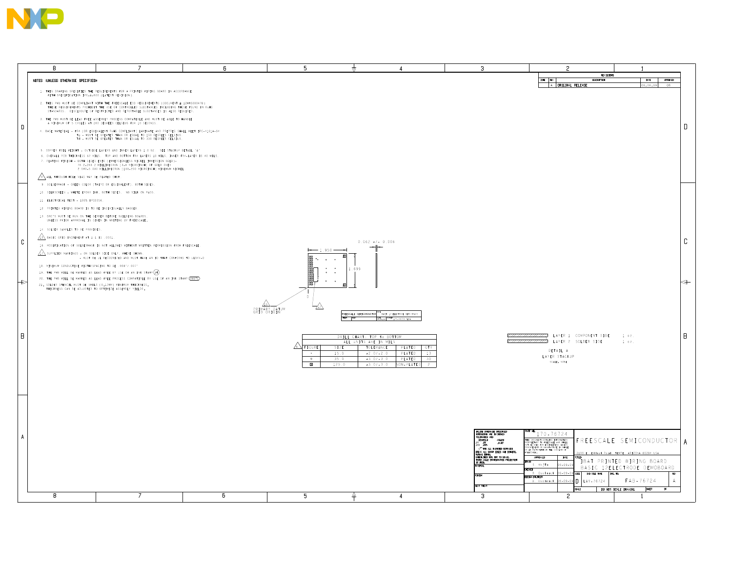NOTES (UNLESS OTHERWISE SPECIFIED)

1. THIS DRAWING SPECIFIES THE REQUIREMENTS FOR A PRINTED WIRING BOARD IN ACCORDANCE WITH SPECIFICATION IPC-A-600 (LATEST REVISION).
2. THIS PWB MUST BE COMPLIANT WITH THE FREESCALE ECO REQUIREMENTS (DOCUMENT # 12MWS00047B). THESE REQUIREMENTS PROHIBIT THE USE OF CONTROLLED SUBSTANCES INCLUDING THOSE FOUND IN ROHS STANDARDS. DISCLOSURE OF RESTRICTED AND REPORTABLE SUBSTANCES IS ALSO REQUIRED.
3. THE PWB MUST BE LEAD FREE ASSEMBLY PROCESS COMPATIBLE AND MUST BE ABLE TO HANDLE A MINIMUM OF 5 CYCLES AT 260 DEGREES CELSIUS FOR 10 SECONDS.
4. BASE MATERIAL - FR4 (OR EQUIVALENT ROHS COMPLIANT) LAMINATE AND PREPREG SHALL MEET IPC-4101A-94
   - Tg - MUST BE GREATER THAN OR EQUAL TO 150 DEGREES CELSIUS.
   - Td - MUST BE GREATER THAN OR EQUAL TO 330 DEGREES CELSIUS.
5. COPPER FOIL WEIGHT - OUTSIDE LAYERS AND INNER LAYERS 1.0 OZ. SEE STACKUP DETAIL "A".
6. OVERALL PCB THICKNESS 62 MILS. TOP AND BOTTOM FR4 LAYERS 10 MILS, INNER FR4 LAYER IS 40 MILS.
7. PLATING FINISH - BOTH SIDES ENIG (IMMERSION ELECTROLESS NICKEL IMMERSION GOLD):
   76.2-203.2 MILLIMICRON (3-8 MICROINCH) OF GOLD OVER
   2.540-5.080 MILLIMICRON (100-200 MICROINCH) MINIMUM NICKEL
8. ALL THROUGH HOLE VIAS MAY BE PLATED SHUT.
9. SOLDERMASK - GREEN COLOR (TAIYO OR EQUIVALENT). BOTH SIDES.
10. SILKSCREEN - WHITE EPOXY INK. BOTH SIDES. NO SILK ON PADS.
11. ELECTRICAL TEST - 100% IPCD356.
12. PRINTED WIRING BOARD IS TO BE INDIVIDUALLY BAGGED.
13. DRC'S MUST BE RUN ON THE GERBER BEFORE BUILDING BOARDS. UNLESS PRIOR APPROVAL IS GIVEN IN WRITING BY FREESCALE.
14. SOLDER SAMPLES TO BE PROVIDED.
15. BASIC GRID INCREMENT AT 1:1 IS .0001.
16. MODIFICATION OF SOLDERMASK IS NOT ALLOWED WITHOUT WRITTEN PERMISSION FROM FREESCALE.
17. SUPPLIER MARKINGS - ON SOLDER SIDE ONLY, WHERE SHOWN. MUST BE UL RECOGNIZED AND MUST HAVE AN ID THAT CONFORMS TO UL94V-0.
18. MINIMUM CONDUCTIVE WIDTH/SPACING TO BE .008"/.007"
19. THE PWB WILL BE MARKED AS LEAD FREE BY USE OF AN INK STAMP.
20. THE PWB WILL BE MARKED AS LEAD FREE PROCESS COMPATIBLE BY USE OF AN INK STAMP (260°C).
21. SOLDER STENCIL MUST BE 5MILS (0.13MM) MINIMUM THICKNESS. THICKNESS CAN BE ADJUSTED TO OPTIMIZE ASSEMBLY YIELDS.

Dimensions: 1.950 × 1.695; 0.062 +/- 0.006

PRIMARY DATUM GRID ORIGIN

| DRILL CHART: TOP to BOTTOM | | | | |
|---|---|---|---|---|
| ALL UNITS ARE IN MILS | | | | |
| FIGURE | SIZE | TOLERANCE | PLATED | QTY |
| + | 15.0 | +2.0/-2.0 | PLATED | 13 |
| ◇ | 35.0 | +3.0/-3.0 | PLATED | 30 |
| ⊡ | 125.0 | +3.0/-3.0 | NON-PLATED | 2 |

| | | |
|---|---|---|
| LAYER 1 | COMPONENT SIDE | 1 oz. |
| LAYER 2 | SOLDER SIDE | 1 oz. |

DETAIL A
LAYER STACKUP
SCALE: NONE

| REVISIONS | | | | |
|---|---|---|---|---|
| ZONE | REV | DESCRIPTION | DATE | APPROVED |
| | A | ORIGINAL RELEASE | 06-09-09 | OS |

FREESCALE SEMICONDUCTOR
2100 E. Elliot Road, TEMPE, ARIZONA 85284 USA

PART NO.: 170-76724
TITLE: JBAT PRINTED WIRING BOARD BASIC 12ELECTRODE DEMOBOARD
SIZE: D | ENG. DOC. NAME: LAY-76724 | DWG. NO.: FAB-76724 | REV: A
DRAWN: G. Mejia 06-09-09
CHECKED: O. Osuchowski 06-09-09
DESIGN ENGINEER: O. Osuchowski 06-09-09
DO NOT SCALE DRAWING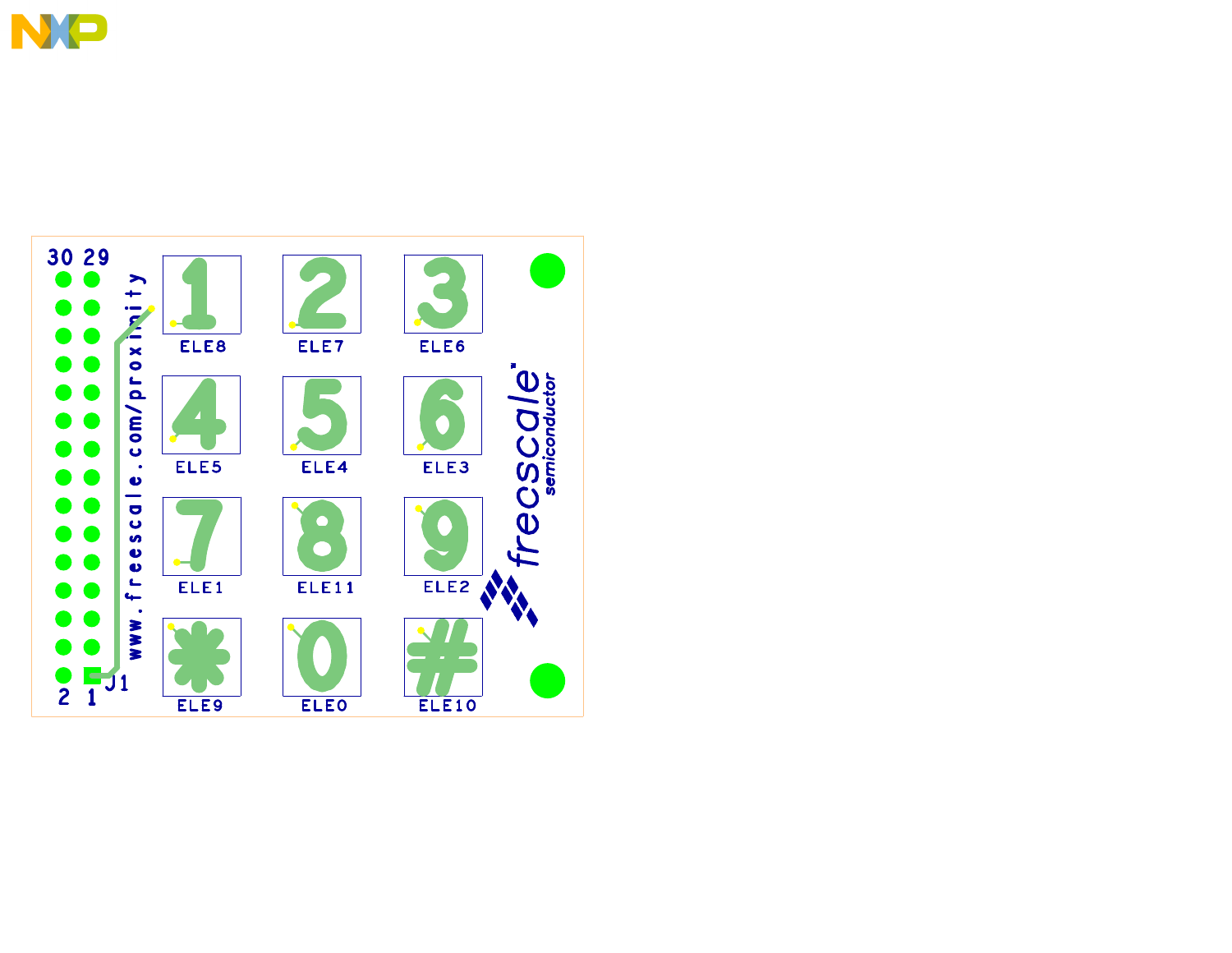30 29

www.freescale.com/proximity

| | | |
|---|---|---|
| 1 | 2 | 3 |
| ELE8 | ELE7 | ELE6 |
| 4 | 5 | 6 |
| ELE5 | ELE4 | ELE3 |
| 7 | 8 | 9 |
| ELE1 | ELE11 | ELE2 |
| * | 0 | # |
| ELE9 | ELE0 | ELE10 |

2 1 J1

freescale semiconductor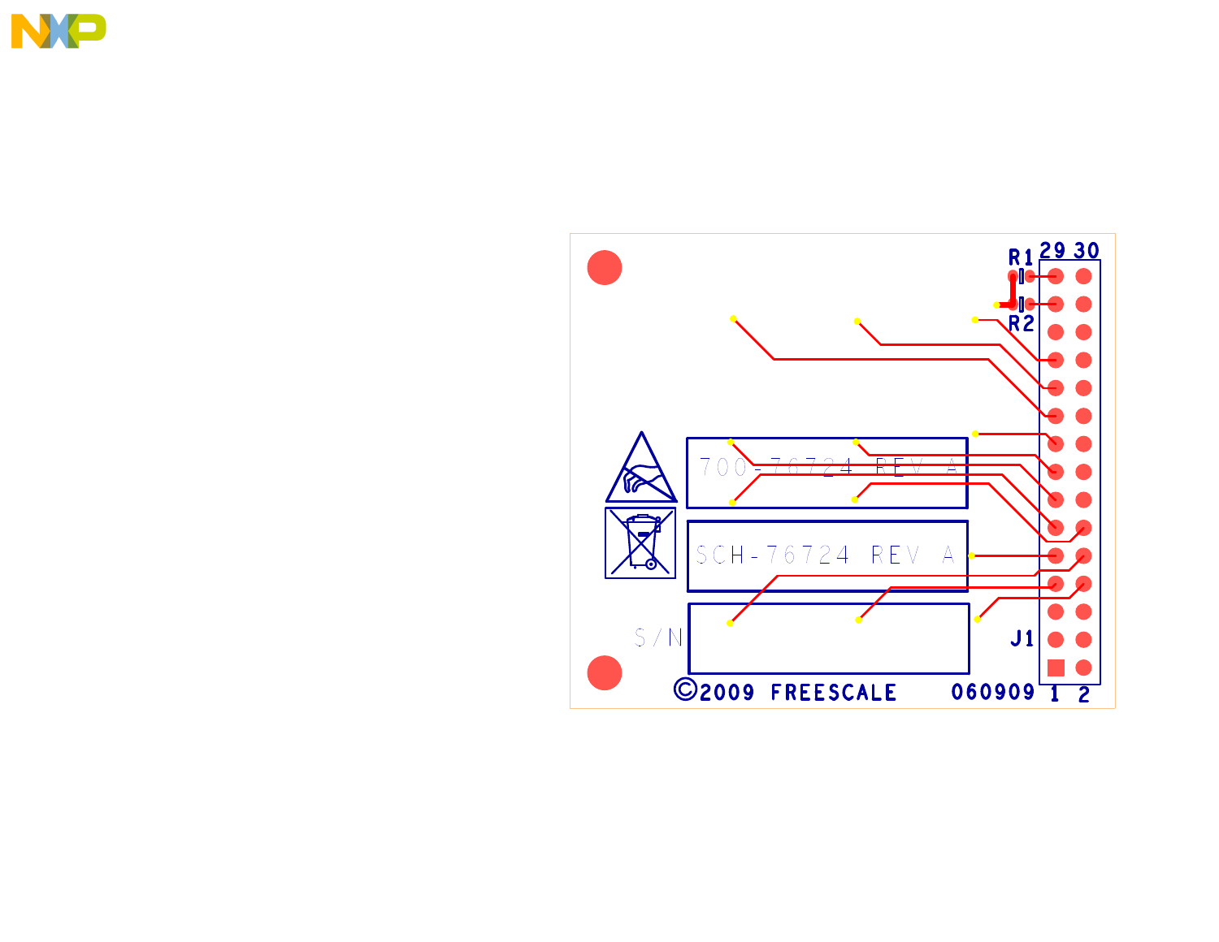R1

R2

29 30

J1

1 2

700-76724 REV A

SCH-76724 REV A

S/N

©2009 FREESCALE 060909